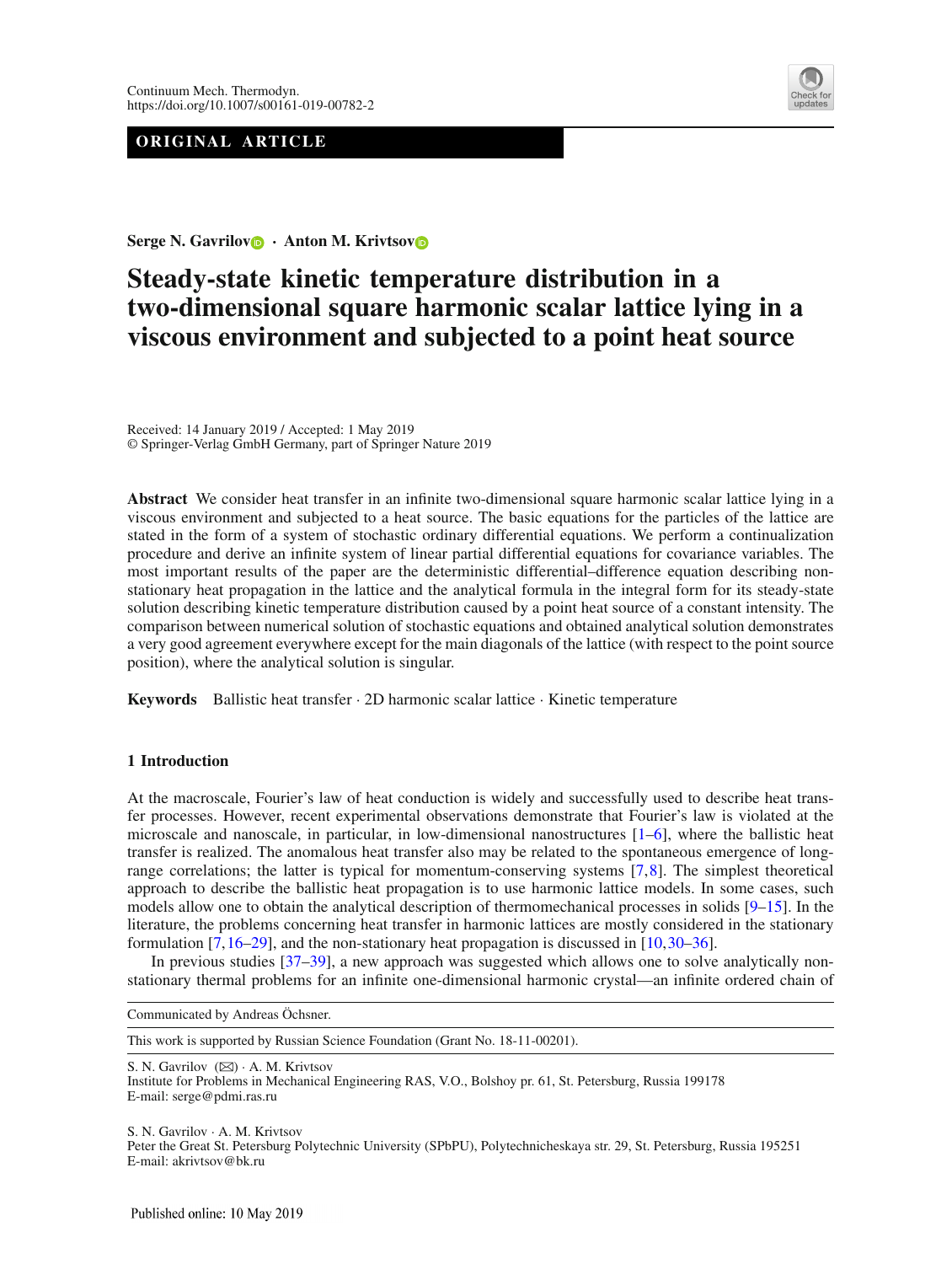Continuum Mech. Thermodyn.
https://doi.org/10.1007/s00161-019-00782-2

**ORIGINAL ARTICLE**

**Serge N. Gavrilov · Anton M. Krivtsov**

# Steady-state kinetic temperature distribution in a two-dimensional square harmonic scalar lattice lying in a viscous environment and subjected to a point heat source

Received: 14 January 2019 / Accepted: 1 May 2019
© Springer-Verlag GmbH Germany, part of Springer Nature 2019

**Abstract** We consider heat transfer in an infinite two-dimensional square harmonic scalar lattice lying in a viscous environment and subjected to a heat source. The basic equations for the particles of the lattice are stated in the form of a system of stochastic ordinary differential equations. We perform a continualization procedure and derive an infinite system of linear partial differential equations for covariance variables. The most important results of the paper are the deterministic differential–difference equation describing non-stationary heat propagation in the lattice and the analytical formula in the integral form for its steady-state solution describing kinetic temperature distribution caused by a point heat source of a constant intensity. The comparison between numerical solution of stochastic equations and obtained analytical solution demonstrates a very good agreement everywhere except for the main diagonals of the lattice (with respect to the point source position), where the analytical solution is singular.

**Keywords** Ballistic heat transfer · 2D harmonic scalar lattice · Kinetic temperature

## 1 Introduction

At the macroscale, Fourier's law of heat conduction is widely and successfully used to describe heat transfer processes. However, recent experimental observations demonstrate that Fourier's law is violated at the microscale and nanoscale, in particular, in low-dimensional nanostructures [1–6], where the ballistic heat transfer is realized. The anomalous heat transfer also may be related to the spontaneous emergence of long-range correlations; the latter is typical for momentum-conserving systems [7,8]. The simplest theoretical approach to describe the ballistic heat propagation is to use harmonic lattice models. In some cases, such models allow one to obtain the analytical description of thermomechanical processes in solids [9–15]. In the literature, the problems concerning heat transfer in harmonic lattices are mostly considered in the stationary formulation [7,16–29], and the non-stationary heat propagation is discussed in [10,30–36].

In previous studies [37–39], a new approach was suggested which allows one to solve analytically non-stationary thermal problems for an infinite one-dimensional harmonic crystal—an infinite ordered chain of

---

Communicated by Andreas Öchsner.

This work is supported by Russian Science Foundation (Grant No. 18-11-00201).

S. N. Gavrilov (✉) · A. M. Krivtsov
Institute for Problems in Mechanical Engineering RAS, V.O., Bolshoy pr. 61, St. Petersburg, Russia 199178
E-mail: serge@pdmi.ras.ru

S. N. Gavrilov · A. M. Krivtsov
Peter the Great St. Petersburg Polytechnic University (SPbPU), Polytechnicheskaya str. 29, St. Petersburg, Russia 195251
E-mail: akrivtsov@bk.ru

Published online: 10 May 2019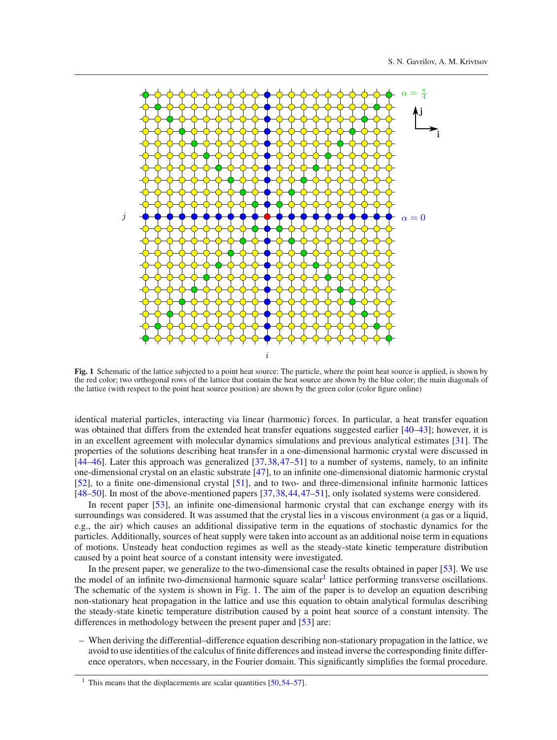Fig. 1 Schematic of the lattice subjected to a point heat source: The particle, where the point heat source is applied, is shown by the red color; two orthogonal rows of the lattice that contain the heat source are shown by the blue color; the main diagonals of the lattice (with respect to the point heat source position) are shown by the green color (color figure online)

identical material particles, interacting via linear (harmonic) forces. In particular, a heat transfer equation was obtained that differs from the extended heat transfer equations suggested earlier [40–43]; however, it is in an excellent agreement with molecular dynamics simulations and previous analytical estimates [31]. The properties of the solutions describing heat transfer in a one-dimensional harmonic crystal were discussed in [44–46]. Later this approach was generalized [37,38,47–51] to a number of systems, namely, to an infinite one-dimensional crystal on an elastic substrate [47], to an infinite one-dimensional diatomic harmonic crystal [52], to a finite one-dimensional crystal [51], and to two- and three-dimensional infinite harmonic lattices [48–50]. In most of the above-mentioned papers [37,38,44,47–51], only isolated systems were considered.

In recent paper [53], an infinite one-dimensional harmonic crystal that can exchange energy with its surroundings was considered. It was assumed that the crystal lies in a viscous environment (a gas or a liquid, e.g., the air) which causes an additional dissipative term in the equations of stochastic dynamics for the particles. Additionally, sources of heat supply were taken into account as an additional noise term in equations of motions. Unsteady heat conduction regimes as well as the steady-state kinetic temperature distribution caused by a point heat source of a constant intensity were investigated.

In the present paper, we generalize to the two-dimensional case the results obtained in paper [53]. We use the model of an infinite two-dimensional harmonic square scalar[1] lattice performing transverse oscillations. The schematic of the system is shown in Fig. 1. The aim of the paper is to develop an equation describing non-stationary heat propagation in the lattice and use this equation to obtain analytical formulas describing the steady-state kinetic temperature distribution caused by a point heat source of a constant intensity. The differences in methodology between the present paper and [53] are:

- When deriving the differential–difference equation describing non-stationary propagation in the lattice, we avoid to use identities of the calculus of finite differences and instead inverse the corresponding finite difference operators, when necessary, in the Fourier domain. This significantly simplifies the formal procedure.

[1] This means that the displacements are scalar quantities [50,54–57].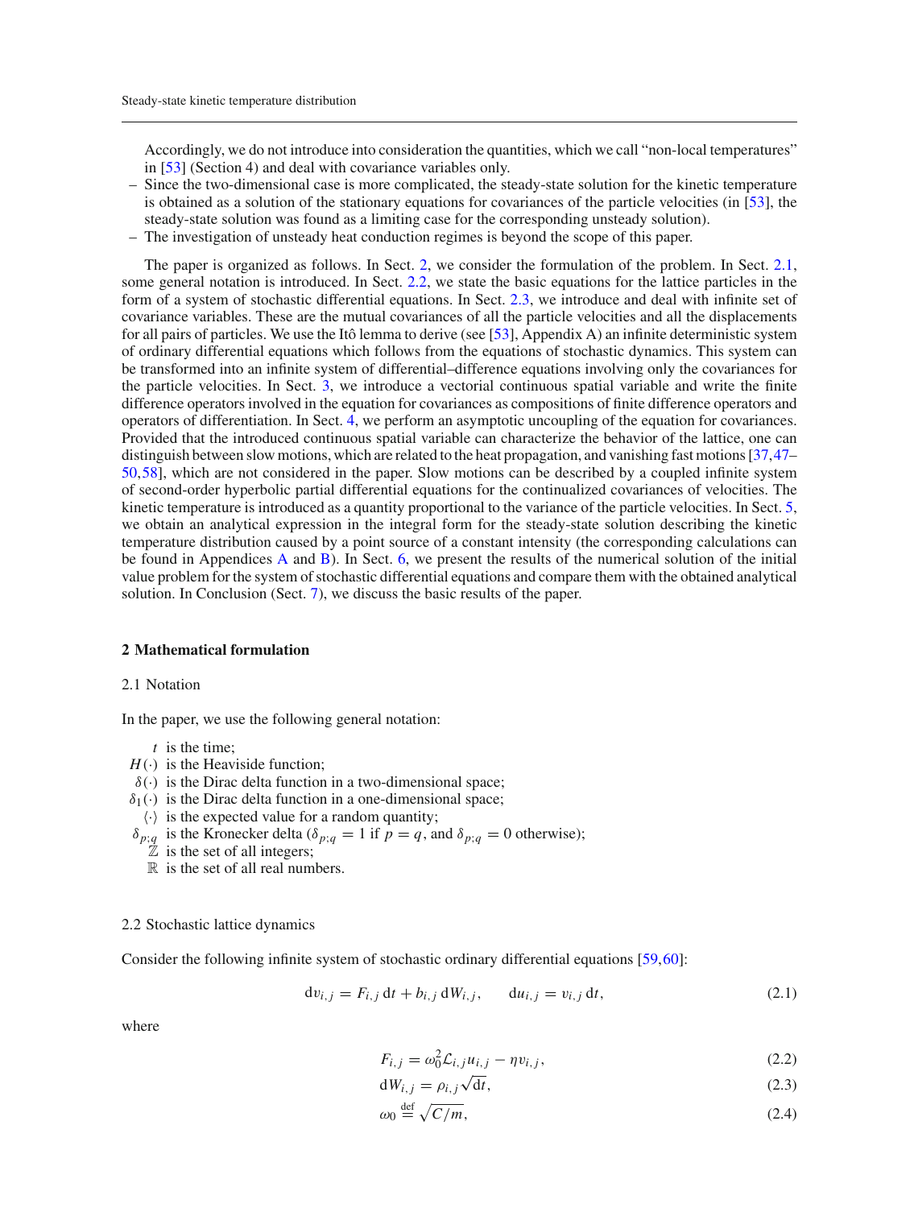Accordingly, we do not introduce into consideration the quantities, which we call "non-local temperatures" in [53] (Section 4) and deal with covariance variables only.

- Since the two-dimensional case is more complicated, the steady-state solution for the kinetic temperature is obtained as a solution of the stationary equations for covariances of the particle velocities (in [53], the steady-state solution was found as a limiting case for the corresponding unsteady solution).
- The investigation of unsteady heat conduction regimes is beyond the scope of this paper.

The paper is organized as follows. In Sect. 2, we consider the formulation of the problem. In Sect. 2.1, some general notation is introduced. In Sect. 2.2, we state the basic equations for the lattice particles in the form of a system of stochastic differential equations. In Sect. 2.3, we introduce and deal with infinite set of covariance variables. These are the mutual covariances of all the particle velocities and all the displacements for all pairs of particles. We use the Itô lemma to derive (see [53], Appendix A) an infinite deterministic system of ordinary differential equations which follows from the equations of stochastic dynamics. This system can be transformed into an infinite system of differential–difference equations involving only the covariances for the particle velocities. In Sect. 3, we introduce a vectorial continuous spatial variable and write the finite difference operators involved in the equation for covariances as compositions of finite difference operators and operators of differentiation. In Sect. 4, we perform an asymptotic uncoupling of the equation for covariances. Provided that the introduced continuous spatial variable can characterize the behavior of the lattice, one can distinguish between slow motions, which are related to the heat propagation, and vanishing fast motions [37,47–50,58], which are not considered in the paper. Slow motions can be described by a coupled infinite system of second-order hyperbolic partial differential equations for the continualized covariances of velocities. The kinetic temperature is introduced as a quantity proportional to the variance of the particle velocities. In Sect. 5, we obtain an analytical expression in the integral form for the steady-state solution describing the kinetic temperature distribution caused by a point source of a constant intensity (the corresponding calculations can be found in Appendices A and B). In Sect. 6, we present the results of the numerical solution of the initial value problem for the system of stochastic differential equations and compare them with the obtained analytical solution. In Conclusion (Sect. 7), we discuss the basic results of the paper.

## 2 Mathematical formulation

### 2.1 Notation

In the paper, we use the following general notation:

- $t$ is the time;
- $H(\cdot)$ is the Heaviside function;
- $\delta(\cdot)$ is the Dirac delta function in a two-dimensional space;
- $\delta_1(\cdot)$ is the Dirac delta function in a one-dimensional space;
- $\langle\cdot\rangle$ is the expected value for a random quantity;
- $\delta_{p;q}$ is the Kronecker delta ($\delta_{p;q} = 1$ if $p = q$, and $\delta_{p;q} = 0$ otherwise);
- $\mathbb{Z}$ is the set of all integers;
- $\mathbb{R}$ is the set of all real numbers.

### 2.2 Stochastic lattice dynamics

Consider the following infinite system of stochastic ordinary differential equations [59,60]:

$$\mathrm{d}v_{i,j} = F_{i,j}\,\mathrm{d}t + b_{i,j}\,\mathrm{d}W_{i,j}, \qquad \mathrm{d}u_{i,j} = v_{i,j}\,\mathrm{d}t, \tag{2.1}$$

where

$$F_{i,j} = \omega_0^2 \mathcal{L}_{i,j} u_{i,j} - \eta v_{i,j}, \tag{2.2}$$

$$\mathrm{d}W_{i,j} = \rho_{i,j}\sqrt{\mathrm{d}t}, \tag{2.3}$$

$$\omega_0 \overset{\text{def}}{=} \sqrt{C/m}, \tag{2.4}$$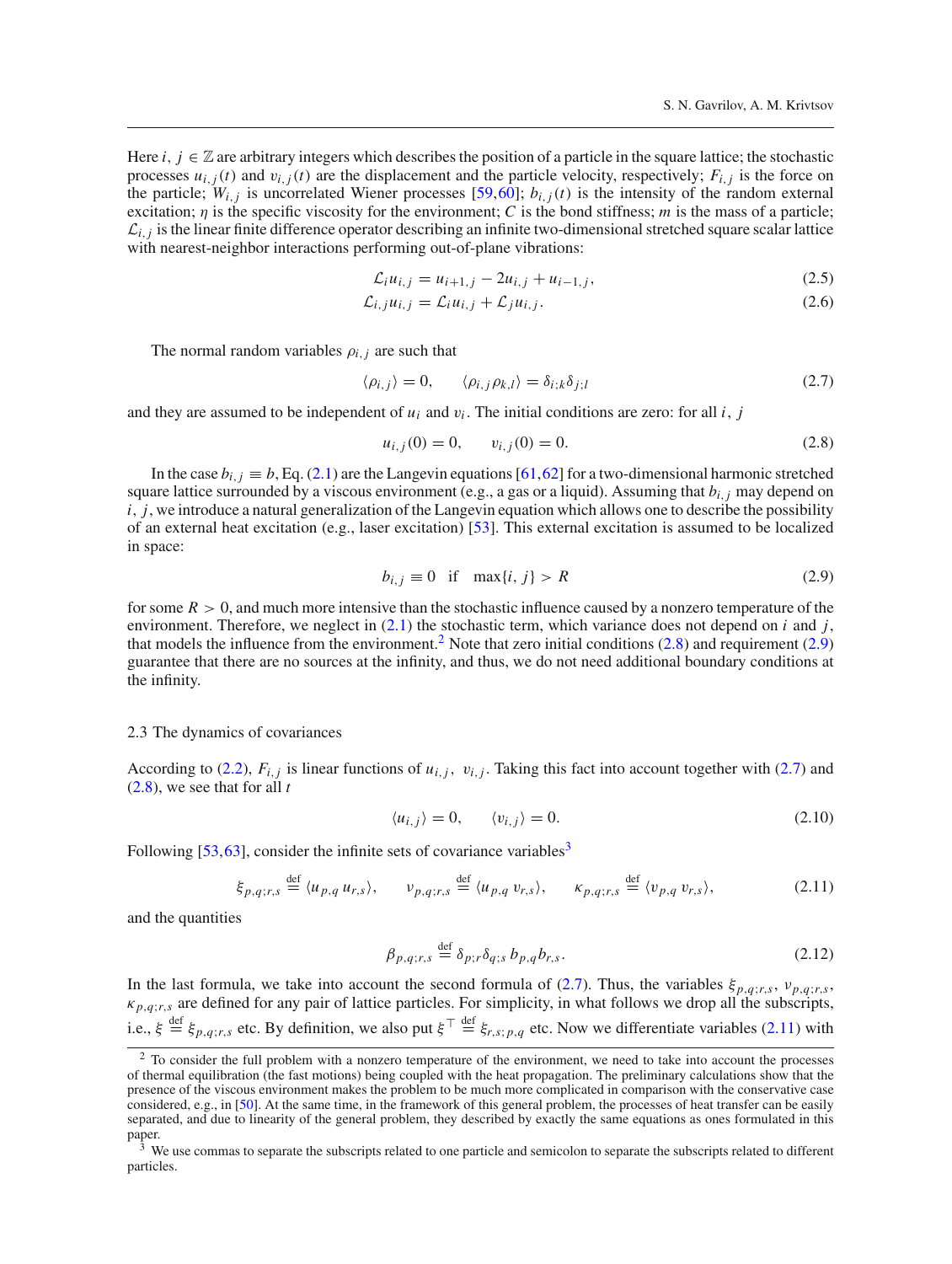Here $i,\ j \in \mathbb{Z}$ are arbitrary integers which describes the position of a particle in the square lattice; the stochastic processes $u_{i,j}(t)$ and $v_{i,j}(t)$ are the displacement and the particle velocity, respectively; $F_{i,j}$ is the force on the particle; $W_{i,j}$ is uncorrelated Wiener processes [59,60]; $b_{i,j}(t)$ is the intensity of the random external excitation; $\eta$ is the specific viscosity for the environment; $C$ is the bond stiffness; $m$ is the mass of a particle; $\mathcal{L}_{i,j}$ is the linear finite difference operator describing an infinite two-dimensional stretched square scalar lattice with nearest-neighbor interactions performing out-of-plane vibrations:

$$\mathcal{L}_i u_{i,j} = u_{i+1,j} - 2u_{i,j} + u_{i-1,j}, \tag{2.5}$$

$$\mathcal{L}_{i,j} u_{i,j} = \mathcal{L}_i u_{i,j} + \mathcal{L}_j u_{i,j}. \tag{2.6}$$

The normal random variables $\rho_{i,j}$ are such that

$$\langle \rho_{i,j} \rangle = 0, \qquad \langle \rho_{i,j} \rho_{k,l} \rangle = \delta_{i;k}\delta_{j;l} \tag{2.7}$$

and they are assumed to be independent of $u_i$ and $v_i$. The initial conditions are zero: for all $i,\ j$

$$u_{i,j}(0) = 0, \qquad v_{i,j}(0) = 0. \tag{2.8}$$

In the case $b_{i,j} \equiv b$, Eq. (2.1) are the Langevin equations [61,62] for a two-dimensional harmonic stretched square lattice surrounded by a viscous environment (e.g., a gas or a liquid). Assuming that $b_{i,j}$ may depend on $i,\ j$, we introduce a natural generalization of the Langevin equation which allows one to describe the possibility of an external heat excitation (e.g., laser excitation) [53]. This external excitation is assumed to be localized in space:

$$b_{i,j} \equiv 0 \quad \text{if} \quad \max\{i,\ j\} > R \tag{2.9}$$

for some $R > 0$, and much more intensive than the stochastic influence caused by a nonzero temperature of the environment. Therefore, we neglect in (2.1) the stochastic term, which variance does not depend on $i$ and $j$, that models the influence from the environment.[2] Note that zero initial conditions (2.8) and requirement (2.9) guarantee that there are no sources at the infinity, and thus, we do not need additional boundary conditions at the infinity.

### 2.3 The dynamics of covariances

According to (2.2), $F_{i,j}$ is linear functions of $u_{i,j},\ v_{i,j}$. Taking this fact into account together with (2.7) and (2.8), we see that for all $t$

$$\langle u_{i,j} \rangle = 0, \qquad \langle v_{i,j} \rangle = 0. \tag{2.10}$$

Following [53,63], consider the infinite sets of covariance variables[3]

$$\xi_{p,q;r,s} \overset{\text{def}}{=} \langle u_{p,q}\, u_{r,s} \rangle, \qquad \nu_{p,q;r,s} \overset{\text{def}}{=} \langle u_{p,q}\, v_{r,s} \rangle, \qquad \kappa_{p,q;r,s} \overset{\text{def}}{=} \langle v_{p,q}\, v_{r,s} \rangle, \tag{2.11}$$

and the quantities

$$\beta_{p,q;r,s} \overset{\text{def}}{=} \delta_{p;r}\delta_{q;s}\, b_{p,q} b_{r,s}. \tag{2.12}$$

In the last formula, we take into account the second formula of (2.7). Thus, the variables $\xi_{p,q;r,s}$, $\nu_{p,q;r,s}$, $\kappa_{p,q;r,s}$ are defined for any pair of lattice particles. For simplicity, in what follows we drop all the subscripts, i.e., $\xi \overset{\text{def}}{=} \xi_{p,q;r,s}$ etc. By definition, we also put $\xi^\top \overset{\text{def}}{=} \xi_{r,s;p,q}$ etc. Now we differentiate variables (2.11) with

---

[2] To consider the full problem with a nonzero temperature of the environment, we need to take into account the processes of thermal equilibration (the fast motions) being coupled with the heat propagation. The preliminary calculations show that the presence of the viscous environment makes the problem to be much more complicated in comparison with the conservative case considered, e.g., in [50]. At the same time, in the framework of this general problem, the processes of heat transfer can be easily separated, and due to linearity of the general problem, they described by exactly the same equations as ones formulated in this paper.

[3] We use commas to separate the subscripts related to one particle and semicolon to separate the subscripts related to different particles.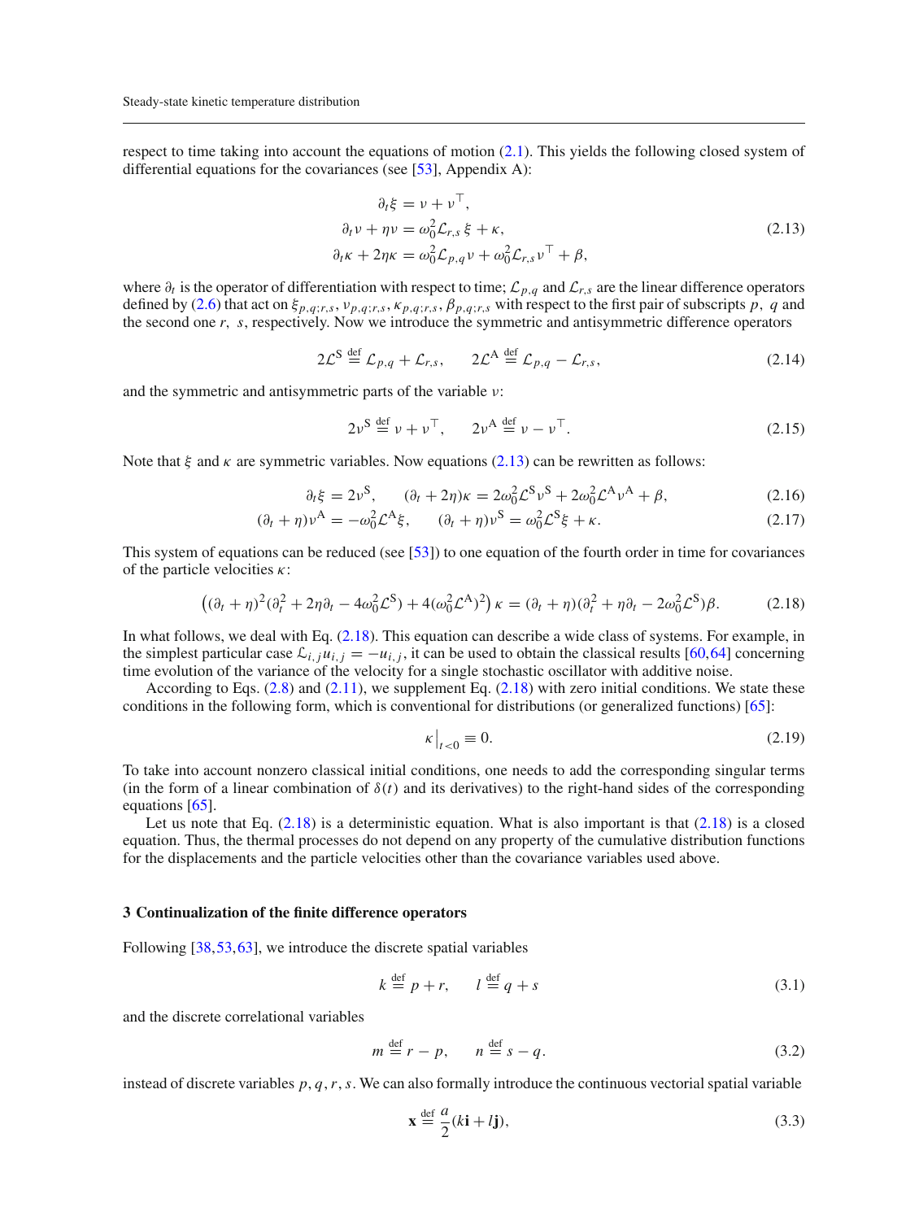respect to time taking into account the equations of motion (2.1). This yields the following closed system of differential equations for the covariances (see [53], Appendix A):

$$
\begin{aligned}
\partial_t \xi &= \nu + \nu^\top, \\
\partial_t \nu + \eta \nu &= \omega_0^2 \mathcal{L}_{r,s}\, \xi + \kappa, \\
\partial_t \kappa + 2\eta\kappa &= \omega_0^2 \mathcal{L}_{p,q} \nu + \omega_0^2 \mathcal{L}_{r,s} \nu^\top + \beta,
\end{aligned}
\tag{2.13}
$$

where $\partial_t$ is the operator of differentiation with respect to time; $\mathcal{L}_{p,q}$ and $\mathcal{L}_{r,s}$ are the linear difference operators defined by (2.6) that act on $\xi_{p,q;r,s}, \nu_{p,q;r,s}, \kappa_{p,q;r,s}, \beta_{p,q;r,s}$ with respect to the first pair of subscripts $p,\ q$ and the second one $r,\ s$, respectively. Now we introduce the symmetric and antisymmetric difference operators

$$
2\mathcal{L}^{\mathrm{S}} \stackrel{\mathrm{def}}{=} \mathcal{L}_{p,q} + \mathcal{L}_{r,s}, \qquad 2\mathcal{L}^{\mathrm{A}} \stackrel{\mathrm{def}}{=} \mathcal{L}_{p,q} - \mathcal{L}_{r,s}, \tag{2.14}
$$

and the symmetric and antisymmetric parts of the variable $\nu$:

$$
2\nu^{\mathrm{S}} \stackrel{\mathrm{def}}{=} \nu + \nu^\top, \qquad 2\nu^{\mathrm{A}} \stackrel{\mathrm{def}}{=} \nu - \nu^\top. \tag{2.15}
$$

Note that $\xi$ and $\kappa$ are symmetric variables. Now equations (2.13) can be rewritten as follows:

$$
\partial_t \xi = 2\nu^{\mathrm{S}}, \qquad (\partial_t + 2\eta)\kappa = 2\omega_0^2 \mathcal{L}^{\mathrm{S}} \nu^{\mathrm{S}} + 2\omega_0^2 \mathcal{L}^{\mathrm{A}} \nu^{\mathrm{A}} + \beta, \tag{2.16}
$$

$$
(\partial_t + \eta)\nu^{\mathrm{A}} = -\omega_0^2 \mathcal{L}^{\mathrm{A}} \xi, \qquad (\partial_t + \eta)\nu^{\mathrm{S}} = \omega_0^2 \mathcal{L}^{\mathrm{S}} \xi + \kappa. \tag{2.17}
$$

This system of equations can be reduced (see [53]) to one equation of the fourth order in time for covariances of the particle velocities $\kappa$:

$$
\left((\partial_t + \eta)^2 (\partial_t^2 + 2\eta\partial_t - 4\omega_0^2 \mathcal{L}^{\mathrm{S}}) + 4(\omega_0^2 \mathcal{L}^{\mathrm{A}})^2\right) \kappa = (\partial_t + \eta)(\partial_t^2 + \eta\partial_t - 2\omega_0^2 \mathcal{L}^{\mathrm{S}})\beta. \tag{2.18}
$$

In what follows, we deal with Eq. (2.18). This equation can describe a wide class of systems. For example, in the simplest particular case $\mathcal{L}_{i,j} u_{i,j} = -u_{i,j}$, it can be used to obtain the classical results [60,64] concerning time evolution of the variance of the velocity for a single stochastic oscillator with additive noise.

According to Eqs. (2.8) and (2.11), we supplement Eq. (2.18) with zero initial conditions. We state these conditions in the following form, which is conventional for distributions (or generalized functions) [65]:

$$
\kappa\big|_{t<0} \equiv 0. \tag{2.19}
$$

To take into account nonzero classical initial conditions, one needs to add the corresponding singular terms (in the form of a linear combination of $\delta(t)$ and its derivatives) to the right-hand sides of the corresponding equations [65].

Let us note that Eq. (2.18) is a deterministic equation. What is also important is that (2.18) is a closed equation. Thus, the thermal processes do not depend on any property of the cumulative distribution functions for the displacements and the particle velocities other than the covariance variables used above.

## 3 Continualization of the finite difference operators

Following [38,53,63], we introduce the discrete spatial variables

$$
k \stackrel{\mathrm{def}}{=} p + r, \qquad l \stackrel{\mathrm{def}}{=} q + s \tag{3.1}
$$

and the discrete correlational variables

$$
m \stackrel{\mathrm{def}}{=} r - p, \qquad n \stackrel{\mathrm{def}}{=} s - q. \tag{3.2}
$$

instead of discrete variables $p, q, r, s$. We can also formally introduce the continuous vectorial spatial variable

$$
\mathbf{x} \stackrel{\mathrm{def}}{=} \frac{a}{2}(k\mathbf{i} + l\mathbf{j}), \tag{3.3}
$$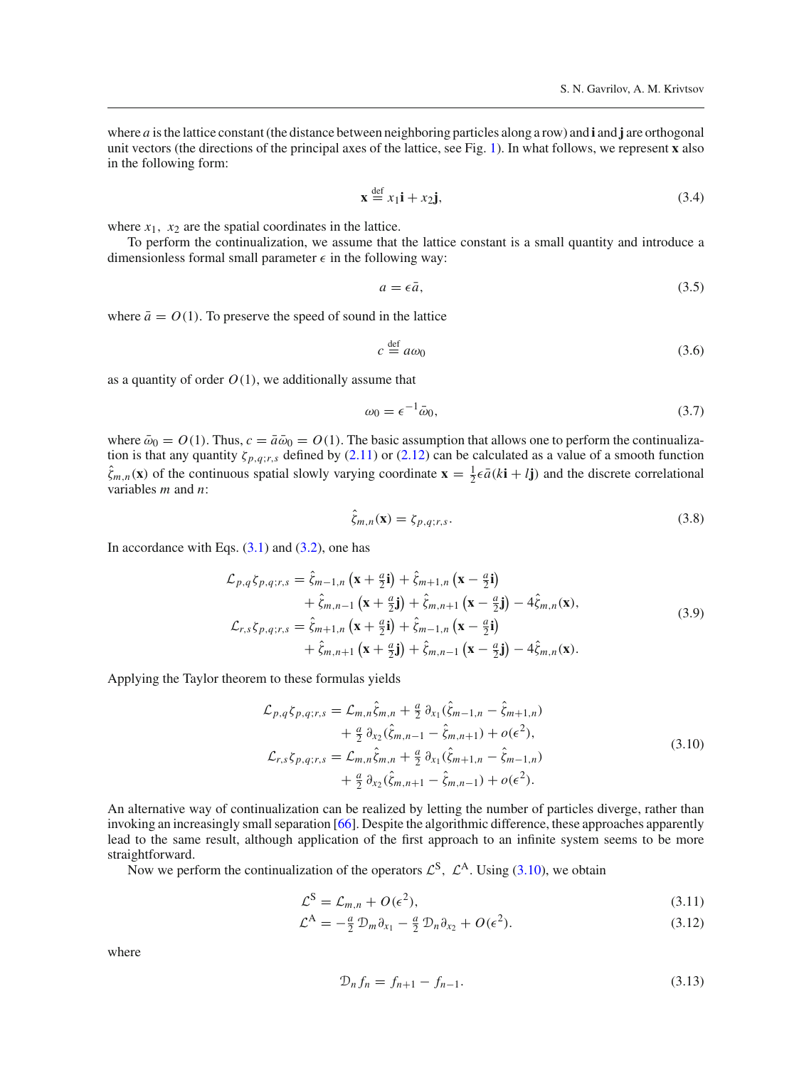where $a$ is the lattice constant (the distance between neighboring particles along a row) and $\mathbf{i}$ and $\mathbf{j}$ are orthogonal unit vectors (the directions of the principal axes of the lattice, see Fig. 1). In what follows, we represent $\mathbf{x}$ also in the following form:

$$
\mathbf{x} \overset{\text{def}}{=} x_1 \mathbf{i} + x_2 \mathbf{j}, \tag{3.4}
$$

where $x_1,\ x_2$ are the spatial coordinates in the lattice.

To perform the continualization, we assume that the lattice constant is a small quantity and introduce a dimensionless formal small parameter $\epsilon$ in the following way:

$$
a = \epsilon \bar{a}, \tag{3.5}
$$

where $\bar{a} = O(1)$. To preserve the speed of sound in the lattice

$$
c \overset{\text{def}}{=} a\omega_0 \tag{3.6}
$$

as a quantity of order $O(1)$, we additionally assume that

$$
\omega_0 = \epsilon^{-1} \bar{\omega}_0, \tag{3.7}
$$

where $\bar{\omega}_0 = O(1)$. Thus, $c = \bar{a}\bar{\omega}_0 = O(1)$. The basic assumption that allows one to perform the continualization is that any quantity $\zeta_{p,q;r,s}$ defined by (2.11) or (2.12) can be calculated as a value of a smooth function $\hat{\zeta}_{m,n}(\mathbf{x})$ of the continuous spatial slowly varying coordinate $\mathbf{x} = \frac{1}{2}\epsilon\bar{a}(k\mathbf{i} + l\mathbf{j})$ and the discrete correlational variables $m$ and $n$:

$$
\hat{\zeta}_{m,n}(\mathbf{x}) = \zeta_{p,q;r,s}. \tag{3.8}
$$

In accordance with Eqs. (3.1) and (3.2), one has

$$
\begin{aligned}
\mathcal{L}_{p,q}\zeta_{p,q;r,s} &= \hat{\zeta}_{m-1,n}\left(\mathbf{x} + \tfrac{a}{2}\mathbf{i}\right) + \hat{\zeta}_{m+1,n}\left(\mathbf{x} - \tfrac{a}{2}\mathbf{i}\right) \\
&\quad + \hat{\zeta}_{m,n-1}\left(\mathbf{x} + \tfrac{a}{2}\mathbf{j}\right) + \hat{\zeta}_{m,n+1}\left(\mathbf{x} - \tfrac{a}{2}\mathbf{j}\right) - 4\hat{\zeta}_{m,n}(\mathbf{x}), \\
\mathcal{L}_{r,s}\zeta_{p,q;r,s} &= \hat{\zeta}_{m+1,n}\left(\mathbf{x} + \tfrac{a}{2}\mathbf{i}\right) + \hat{\zeta}_{m-1,n}\left(\mathbf{x} - \tfrac{a}{2}\mathbf{i}\right) \\
&\quad + \hat{\zeta}_{m,n+1}\left(\mathbf{x} + \tfrac{a}{2}\mathbf{j}\right) + \hat{\zeta}_{m,n-1}\left(\mathbf{x} - \tfrac{a}{2}\mathbf{j}\right) - 4\hat{\zeta}_{m,n}(\mathbf{x}).
\end{aligned} \tag{3.9}
$$

Applying the Taylor theorem to these formulas yields

$$
\begin{aligned}
\mathcal{L}_{p,q}\zeta_{p,q;r,s} &= \mathcal{L}_{m,n}\hat{\zeta}_{m,n} + \tfrac{a}{2}\,\partial_{x_1}(\hat{\zeta}_{m-1,n} - \hat{\zeta}_{m+1,n}) \\
&\quad + \tfrac{a}{2}\,\partial_{x_2}(\hat{\zeta}_{m,n-1} - \hat{\zeta}_{m,n+1}) + o(\epsilon^2), \\
\mathcal{L}_{r,s}\zeta_{p,q;r,s} &= \mathcal{L}_{m,n}\hat{\zeta}_{m,n} + \tfrac{a}{2}\,\partial_{x_1}(\hat{\zeta}_{m+1,n} - \hat{\zeta}_{m-1,n}) \\
&\quad + \tfrac{a}{2}\,\partial_{x_2}(\hat{\zeta}_{m,n+1} - \hat{\zeta}_{m,n-1}) + o(\epsilon^2).
\end{aligned} \tag{3.10}
$$

An alternative way of continualization can be realized by letting the number of particles diverge, rather than invoking an increasingly small separation [66]. Despite the algorithmic difference, these approaches apparently lead to the same result, although application of the first approach to an infinite system seems to be more straightforward.

Now we perform the continualization of the operators $\mathcal{L}^{\mathrm{S}},\ \mathcal{L}^{\mathrm{A}}$. Using (3.10), we obtain

$$
\mathcal{L}^{\mathrm{S}} = \mathcal{L}_{m,n} + O(\epsilon^2), \tag{3.11}
$$

$$
\mathcal{L}^{\mathrm{A}} = -\tfrac{a}{2}\,\mathcal{D}_m\partial_{x_1} - \tfrac{a}{2}\,\mathcal{D}_n\partial_{x_2} + O(\epsilon^2). \tag{3.12}
$$

where

$$
\mathcal{D}_n f_n = f_{n+1} - f_{n-1}. \tag{3.13}
$$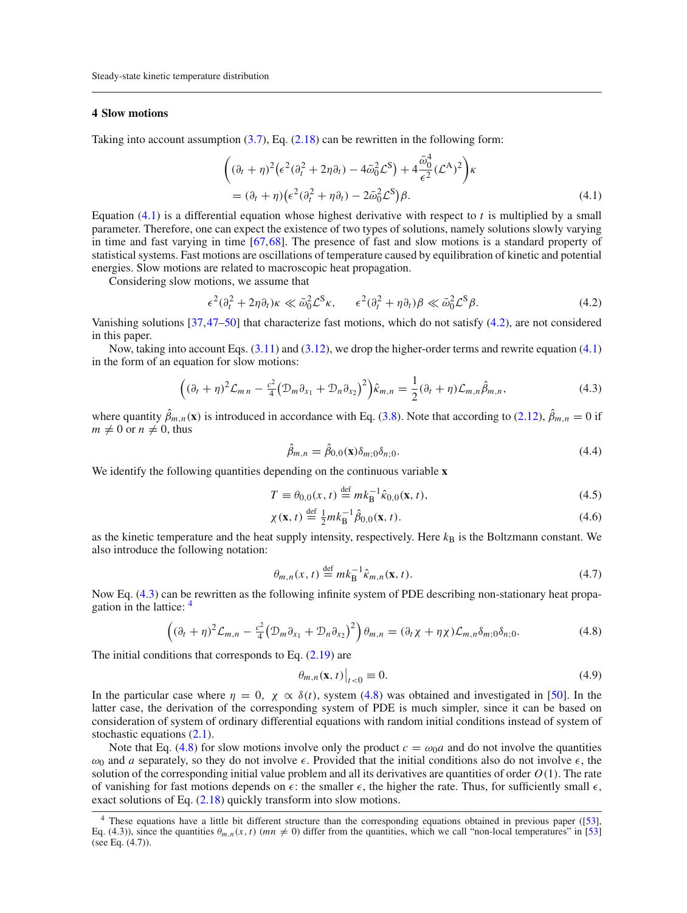## 4 Slow motions

Taking into account assumption (3.7), Eq. (2.18) can be rewritten in the following form:

$$
\begin{aligned}
&\left((\partial_t + \eta)^2\big(\epsilon^2(\partial_t^2 + 2\eta\partial_t) - 4\bar{\omega}_0^2\mathcal{L}^{\mathrm{S}}\big) + 4\frac{\bar{\omega}_0^4}{\epsilon^2}(\mathcal{L}^{\mathrm{A}})^2\right)\kappa \\
&\quad = (\partial_t + \eta)\big(\epsilon^2(\partial_t^2 + \eta\partial_t) - 2\bar{\omega}_0^2\mathcal{L}^{\mathrm{S}}\big)\beta.
\end{aligned}
\tag{4.1}
$$

Equation (4.1) is a differential equation whose highest derivative with respect to $t$ is multiplied by a small parameter. Therefore, one can expect the existence of two types of solutions, namely solutions slowly varying in time and fast varying in time [67,68]. The presence of fast and slow motions is a standard property of statistical systems. Fast motions are oscillations of temperature caused by equilibration of kinetic and potential energies. Slow motions are related to macroscopic heat propagation.

Considering slow motions, we assume that

$$
\epsilon^2(\partial_t^2 + 2\eta\partial_t)\kappa \ll \bar{\omega}_0^2\mathcal{L}^{\mathrm{S}}\kappa, \qquad \epsilon^2(\partial_t^2 + \eta\partial_t)\beta \ll \bar{\omega}_0^2\mathcal{L}^{\mathrm{S}}\beta. \tag{4.2}
$$

Vanishing solutions [37,47–50] that characterize fast motions, which do not satisfy (4.2), are not considered in this paper.

Now, taking into account Eqs. (3.11) and (3.12), we drop the higher-order terms and rewrite equation (4.1) in the form of an equation for slow motions:

$$
\left((\partial_t + \eta)^2\mathcal{L}_{m\,n} - \tfrac{c^2}{4}\big(\mathcal{D}_m\partial_{x_1} + \mathcal{D}_n\partial_{x_2}\big)^2\right)\hat{\kappa}_{m,n} = \frac{1}{2}(\partial_t + \eta)\mathcal{L}_{m,n}\hat{\beta}_{m,n}, \tag{4.3}
$$

where quantity $\hat{\beta}_{m,n}(\mathbf{x})$ is introduced in accordance with Eq. (3.8). Note that according to (2.12), $\hat{\beta}_{m,n} = 0$ if $m \neq 0$ or $n \neq 0$, thus

$$
\hat{\beta}_{m,n} = \hat{\beta}_{0,0}(\mathbf{x})\delta_{m;0}\delta_{n;0}. \tag{4.4}
$$

We identify the following quantities depending on the continuous variable $\mathbf{x}$

$$
T \equiv \theta_{0,0}(x,t) \overset{\text{def}}{=} mk_{\mathrm{B}}^{-1}\hat{\kappa}_{0,0}(\mathbf{x},t), \tag{4.5}
$$

$$
\chi(\mathbf{x},t) \overset{\text{def}}{=} \tfrac{1}{2}mk_{\mathrm{B}}^{-1}\hat{\beta}_{0,0}(\mathbf{x},t). \tag{4.6}
$$

as the kinetic temperature and the heat supply intensity, respectively. Here $k_{\mathrm{B}}$ is the Boltzmann constant. We also introduce the following notation:

$$
\theta_{m,n}(x,t) \overset{\text{def}}{=} mk_{\mathrm{B}}^{-1}\hat{\kappa}_{m,n}(\mathbf{x},t). \tag{4.7}
$$

Now Eq. (4.3) can be rewritten as the following infinite system of PDE describing non-stationary heat propagation in the lattice: [4]

$$
\left((\partial_t + \eta)^2\mathcal{L}_{m,n} - \tfrac{c^2}{4}\big(\mathcal{D}_m\partial_{x_1} + \mathcal{D}_n\partial_{x_2}\big)^2\right)\theta_{m,n} = (\partial_t\chi + \eta\chi)\mathcal{L}_{m,n}\delta_{m;0}\delta_{n;0}. \tag{4.8}
$$

The initial conditions that corresponds to Eq. (2.19) are

$$
\theta_{m,n}(\mathbf{x},t)\Big|_{t<0} \equiv 0. \tag{4.9}
$$

In the particular case where $\eta = 0$, $\chi \propto \delta(t)$, system (4.8) was obtained and investigated in [50]. In the latter case, the derivation of the corresponding system of PDE is much simpler, since it can be based on consideration of system of ordinary differential equations with random initial conditions instead of system of stochastic equations (2.1).

Note that Eq. (4.8) for slow motions involve only the product $c = \omega_0 a$ and do not involve the quantities $\omega_0$ and $a$ separately, so they do not involve $\epsilon$. Provided that the initial conditions also do not involve $\epsilon$, the solution of the corresponding initial value problem and all its derivatives are quantities of order $O(1)$. The rate of vanishing for fast motions depends on $\epsilon$: the smaller $\epsilon$, the higher the rate. Thus, for sufficiently small $\epsilon$, exact solutions of Eq. (2.18) quickly transform into slow motions.

[4] These equations have a little bit different structure than the corresponding equations obtained in previous paper ([53], Eq. (4.3)), since the quantities $\theta_{m,n}(x,t)$ ($mn \neq 0$) differ from the quantities, which we call "non-local temperatures" in [53] (see Eq. (4.7)).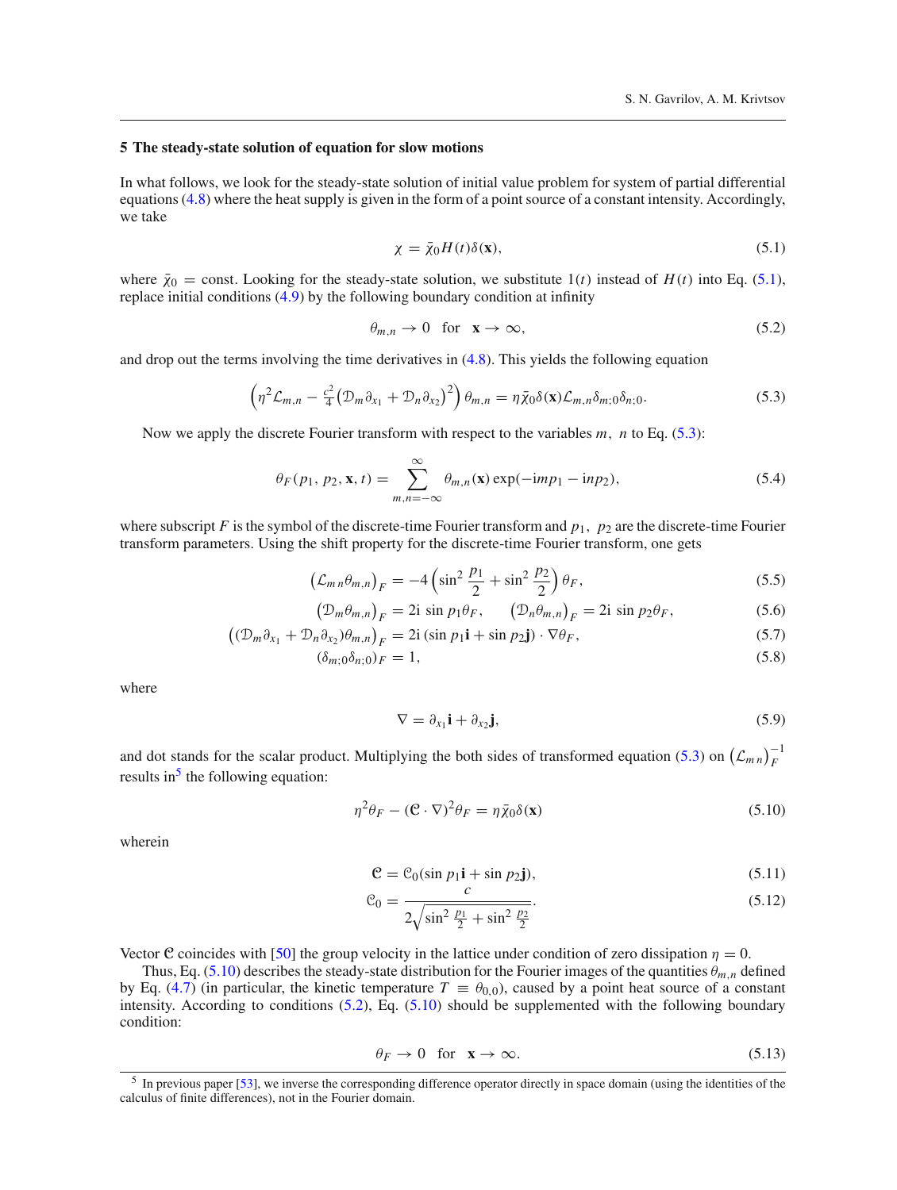## 5 The steady-state solution of equation for slow motions

In what follows, we look for the steady-state solution of initial value problem for system of partial differential equations (4.8) where the heat supply is given in the form of a point source of a constant intensity. Accordingly, we take

$$\chi = \bar{\chi}_0 H(t)\delta(\mathbf{x}), \tag{5.1}$$

where $\bar{\chi}_0 = \text{const}$. Looking for the steady-state solution, we substitute $1(t)$ instead of $H(t)$ into Eq. (5.1), replace initial conditions (4.9) by the following boundary condition at infinity

$$\theta_{m,n} \to 0 \quad \text{for} \quad \mathbf{x} \to \infty, \tag{5.2}$$

and drop out the terms involving the time derivatives in (4.8). This yields the following equation

$$\left(\eta^2 \mathcal{L}_{m,n} - \tfrac{c^2}{4}\left(\mathcal{D}_m \partial_{x_1} + \mathcal{D}_n \partial_{x_2}\right)^2\right)\theta_{m,n} = \eta\bar{\chi}_0\delta(\mathbf{x})\mathcal{L}_{m,n}\delta_{m;0}\delta_{n;0}. \tag{5.3}$$

Now we apply the discrete Fourier transform with respect to the variables $m,\ n$ to Eq. (5.3):

$$\theta_F(p_1, p_2, \mathbf{x}, t) = \sum_{m,n=-\infty}^{\infty} \theta_{m,n}(\mathbf{x}) \exp(-\mathrm{i}mp_1 - \mathrm{i}np_2), \tag{5.4}$$

where subscript $F$ is the symbol of the discrete-time Fourier transform and $p_1,\ p_2$ are the discrete-time Fourier transform parameters. Using the shift property for the discrete-time Fourier transform, one gets

$$\left(\mathcal{L}_{m\,n}\theta_{m,n}\right)_F = -4\left(\sin^2\frac{p_1}{2} + \sin^2\frac{p_2}{2}\right)\theta_F, \tag{5.5}$$

$$\left(\mathcal{D}_m\theta_{m,n}\right)_F = 2\mathrm{i}\,\sin p_1\theta_F, \qquad \left(\mathcal{D}_n\theta_{m,n}\right)_F = 2\mathrm{i}\,\sin p_2\theta_F, \tag{5.6}$$

$$\left((\mathcal{D}_m\partial_{x_1} + \mathcal{D}_n\partial_{x_2})\theta_{m,n}\right)_F = 2\mathrm{i}\,(\sin p_1\mathbf{i} + \sin p_2\mathbf{j})\cdot\nabla\theta_F, \tag{5.7}$$

$$(\delta_{m;0}\delta_{n;0})_F = 1, \tag{5.8}$$

where

$$\nabla = \partial_{x_1}\mathbf{i} + \partial_{x_2}\mathbf{j}, \tag{5.9}$$

and dot stands for the scalar product. Multiplying the both sides of transformed equation (5.3) on $\left(\mathcal{L}_{m\,n}\right)_F^{-1}$ results in[5] the following equation:

$$\eta^2\theta_F - (\mathcal{C}\cdot\nabla)^2\theta_F = \eta\bar{\chi}_0\delta(\mathbf{x}) \tag{5.10}$$

wherein

$$\mathcal{C} = \mathcal{C}_0(\sin p_1\mathbf{i} + \sin p_2\mathbf{j}), \tag{5.11}$$

$$\mathcal{C}_0 = \frac{c}{2\sqrt{\sin^2\frac{p_1}{2} + \sin^2\frac{p_2}{2}}}. \tag{5.12}$$

Vector $\mathcal{C}$ coincides with [50] the group velocity in the lattice under condition of zero dissipation $\eta = 0$.

Thus, Eq. (5.10) describes the steady-state distribution for the Fourier images of the quantities $\theta_{m,n}$ defined by Eq. (4.7) (in particular, the kinetic temperature $T \equiv \theta_{0,0}$), caused by a point heat source of a constant intensity. According to conditions (5.2), Eq. (5.10) should be supplemented with the following boundary condition:

$$\theta_F \to 0 \quad \text{for} \quad \mathbf{x} \to \infty. \tag{5.13}$$

[5] In previous paper [53], we inverse the corresponding difference operator directly in space domain (using the identities of the calculus of finite differences), not in the Fourier domain.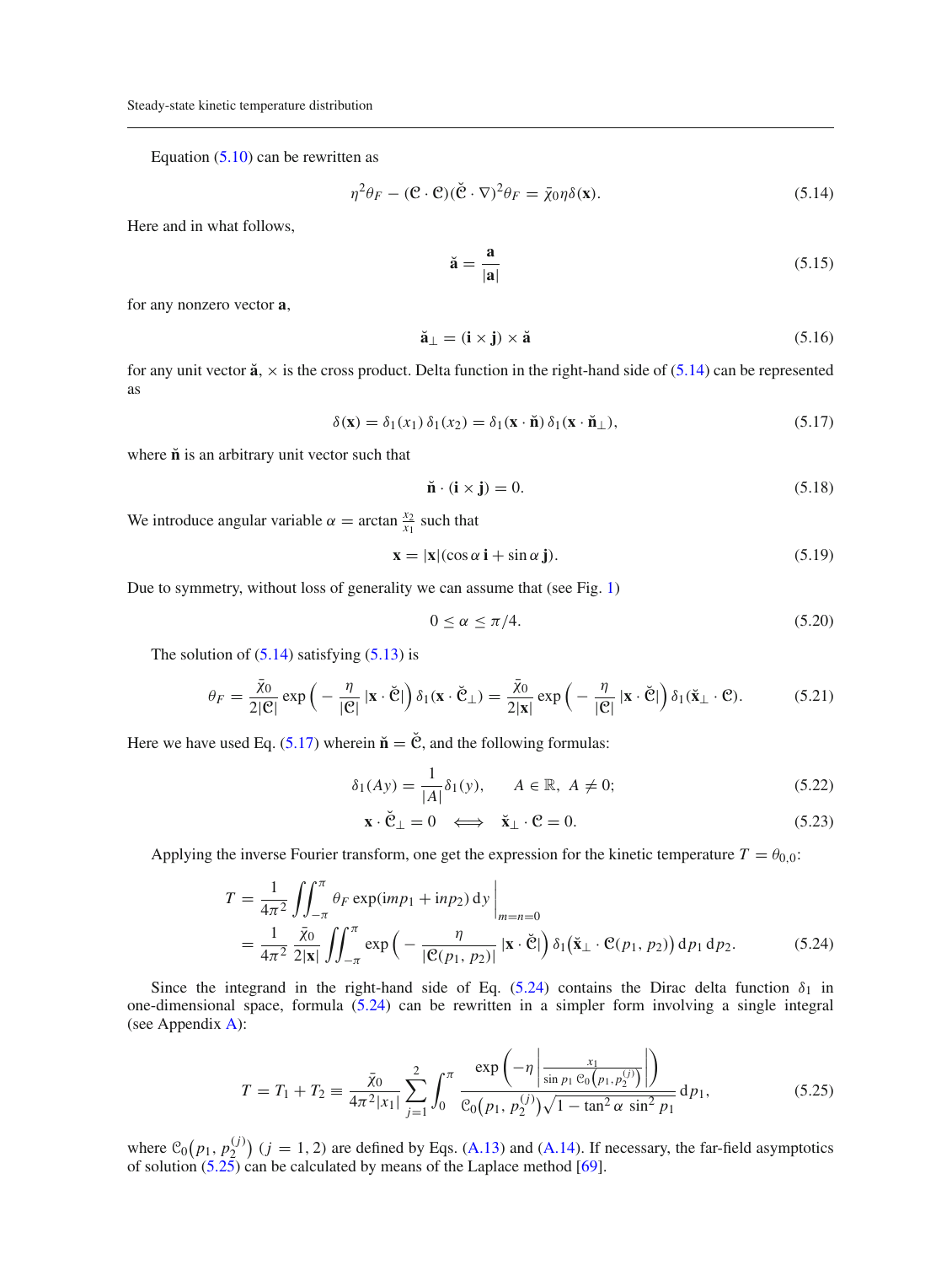Equation (5.10) can be rewritten as

$$\eta^2\theta_F - (\mathcal{C}\cdot\mathcal{C})(\breve{\mathcal{C}}\cdot\nabla)^2\theta_F = \bar{\chi}_0\eta\delta(\mathbf{x}). \tag{5.14}$$

Here and in what follows,

$$\breve{\mathbf{a}} = \frac{\mathbf{a}}{|\mathbf{a}|} \tag{5.15}$$

for any nonzero vector $\mathbf{a}$,

$$\breve{\mathbf{a}}_\perp = (\mathbf{i}\times\mathbf{j})\times\breve{\mathbf{a}} \tag{5.16}$$

for any unit vector $\breve{\mathbf{a}}$, $\times$ is the cross product. Delta function in the right-hand side of (5.14) can be represented as

$$\delta(\mathbf{x}) = \delta_1(x_1)\,\delta_1(x_2) = \delta_1(\mathbf{x}\cdot\breve{\mathbf{n}})\,\delta_1(\mathbf{x}\cdot\breve{\mathbf{n}}_\perp), \tag{5.17}$$

where $\breve{\mathbf{n}}$ is an arbitrary unit vector such that

$$\breve{\mathbf{n}}\cdot(\mathbf{i}\times\mathbf{j}) = 0. \tag{5.18}$$

We introduce angular variable $\alpha = \arctan\frac{x_2}{x_1}$ such that

$$\mathbf{x} = |\mathbf{x}|(\cos\alpha\,\mathbf{i} + \sin\alpha\,\mathbf{j}). \tag{5.19}$$

Due to symmetry, without loss of generality we can assume that (see Fig. 1)

$$0 \le \alpha \le \pi/4. \tag{5.20}$$

The solution of (5.14) satisfying (5.13) is

$$\theta_F = \frac{\bar{\chi}_0}{2|\mathcal{C}|}\exp\Big(-\frac{\eta}{|\mathcal{C}|}\,|\mathbf{x}\cdot\breve{\mathcal{C}}|\Big)\,\delta_1(\mathbf{x}\cdot\breve{\mathcal{C}}_\perp) = \frac{\bar{\chi}_0}{2|\mathbf{x}|}\exp\Big(-\frac{\eta}{|\mathcal{C}|}\,|\mathbf{x}\cdot\breve{\mathcal{C}}|\Big)\,\delta_1(\breve{\mathbf{x}}_\perp\cdot\mathcal{C}). \tag{5.21}$$

Here we have used Eq. (5.17) wherein $\breve{\mathbf{n}} = \breve{\mathcal{C}}$, and the following formulas:

$$\delta_1(Ay) = \frac{1}{|A|}\delta_1(y), \qquad A\in\mathbb{R},\ A\neq 0; \tag{5.22}$$

$$\mathbf{x}\cdot\breve{\mathcal{C}}_\perp = 0 \quad\Longleftrightarrow\quad \breve{\mathbf{x}}_\perp\cdot\mathcal{C} = 0. \tag{5.23}$$

Applying the inverse Fourier transform, one get the expression for the kinetic temperature $T = \theta_{0,0}$:

$$\begin{aligned} T &= \frac{1}{4\pi^2}\iint_{-\pi}^{\pi}\theta_F\exp(\mathrm{i}mp_1 + \mathrm{i}np_2)\,\mathrm{d}y\,\Big|_{m=n=0} \\ &= \frac{1}{4\pi^2}\,\frac{\bar{\chi}_0}{2|\mathbf{x}|}\iint_{-\pi}^{\pi}\exp\Big(-\frac{\eta}{|\mathcal{C}(p_1,p_2)|}\,|\mathbf{x}\cdot\breve{\mathcal{C}}|\Big)\,\delta_1\big(\breve{\mathbf{x}}_\perp\cdot\mathcal{C}(p_1,p_2)\big)\,\mathrm{d}p_1\,\mathrm{d}p_2. \end{aligned} \tag{5.24}$$

Since the integrand in the right-hand side of Eq. (5.24) contains the Dirac delta function $\delta_1$ in one-dimensional space, formula (5.24) can be rewritten in a simpler form involving a single integral (see Appendix A):

$$T = T_1 + T_2 \equiv \frac{\bar{\chi}_0}{4\pi^2|x_1|}\sum_{j=1}^{2}\int_0^{\pi}\frac{\exp\Bigg(-\eta\,\Bigg|\frac{x_1}{\sin p_1\,\mathcal{C}_0\big(p_1,p_2^{(j)}\big)}\Bigg|\Bigg)}{\mathcal{C}_0\big(p_1,p_2^{(j)}\big)\sqrt{1-\tan^2\alpha\,\sin^2 p_1}}\,\mathrm{d}p_1, \tag{5.25}$$

where $\mathcal{C}_0\big(p_1, p_2^{(j)}\big)$ $(j = 1,2)$ are defined by Eqs. (A.13) and (A.14). If necessary, the far-field asymptotics of solution (5.25) can be calculated by means of the Laplace method [69].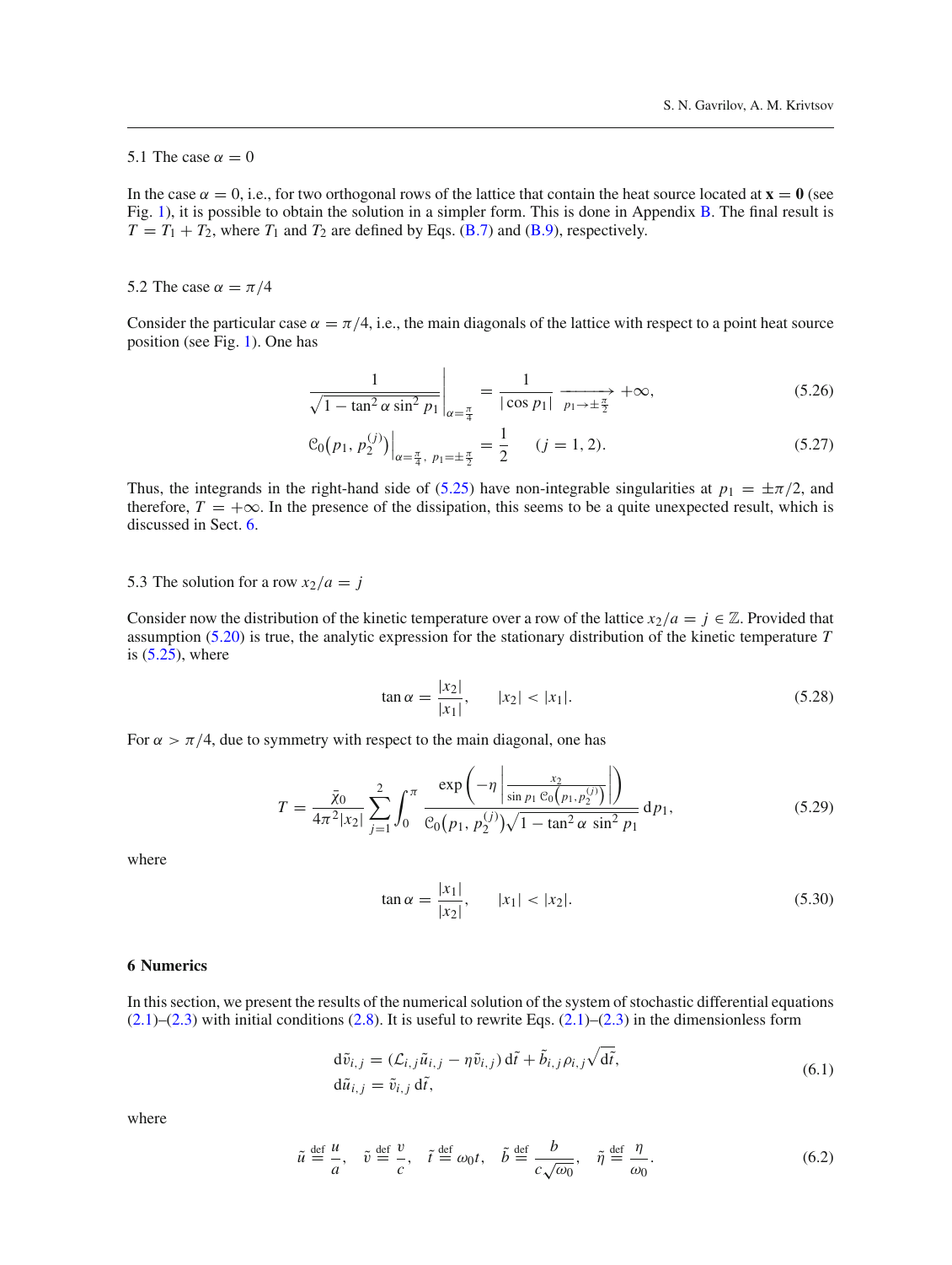### 5.1 The case $\alpha = 0$

In the case $\alpha = 0$, i.e., for two orthogonal rows of the lattice that contain the heat source located at $\mathbf{x} = \mathbf{0}$ (see Fig. 1), it is possible to obtain the solution in a simpler form. This is done in Appendix B. The final result is $T = T_1 + T_2$, where $T_1$ and $T_2$ are defined by Eqs. (B.7) and (B.9), respectively.

### 5.2 The case $\alpha = \pi/4$

Consider the particular case $\alpha = \pi/4$, i.e., the main diagonals of the lattice with respect to a point heat source position (see Fig. 1). One has

$$\left. \frac{1}{\sqrt{1 - \tan^2 \alpha \sin^2 p_1}} \right|_{\alpha = \frac{\pi}{4}} = \frac{1}{|\cos p_1|} \xrightarrow[p_1 \to \pm \frac{\pi}{2}]{} +\infty, \tag{5.26}$$

$$\mathcal{C}_0\big(p_1, p_2^{(j)}\big)\Big|_{\alpha = \frac{\pi}{4},\ p_1 = \pm\frac{\pi}{2}} = \frac{1}{2} \qquad (j = 1, 2). \tag{5.27}$$

Thus, the integrands in the right-hand side of (5.25) have non-integrable singularities at $p_1 = \pm\pi/2$, and therefore, $T = +\infty$. In the presence of the dissipation, this seems to be a quite unexpected result, which is discussed in Sect. 6.

### 5.3 The solution for a row $x_2/a = j$

Consider now the distribution of the kinetic temperature over a row of the lattice $x_2/a = j \in \mathbb{Z}$. Provided that assumption (5.20) is true, the analytic expression for the stationary distribution of the kinetic temperature $T$ is (5.25), where

$$\tan \alpha = \frac{|x_2|}{|x_1|}, \qquad |x_2| < |x_1|. \tag{5.28}$$

For $\alpha > \pi/4$, due to symmetry with respect to the main diagonal, one has

$$T = \frac{\bar{\chi}_0}{4\pi^2 |x_2|} \sum_{j=1}^{2} \int_0^{\pi} \frac{\exp\left(-\eta \left| \frac{x_2}{\sin p_1\, \mathcal{C}_0\left(p_1, p_2^{(j)}\right)} \right| \right)}{\mathcal{C}_0\big(p_1, p_2^{(j)}\big)\sqrt{1 - \tan^2 \alpha\, \sin^2 p_1}}\, \mathrm{d}p_1, \tag{5.29}$$

where

$$\tan \alpha = \frac{|x_1|}{|x_2|}, \qquad |x_1| < |x_2|. \tag{5.30}$$

## 6 Numerics

In this section, we present the results of the numerical solution of the system of stochastic differential equations (2.1)–(2.3) with initial conditions (2.8). It is useful to rewrite Eqs. (2.1)–(2.3) in the dimensionless form

$$\begin{aligned} \mathrm{d}\tilde{v}_{i,j} &= (\mathcal{L}_{i,j} \tilde{u}_{i,j} - \eta \tilde{v}_{i,j})\, \mathrm{d}\tilde{t} + \tilde{b}_{i,j} \rho_{i,j} \sqrt{\mathrm{d}\tilde{t}}, \\ \mathrm{d}\tilde{u}_{i,j} &= \tilde{v}_{i,j}\, \mathrm{d}\tilde{t}, \end{aligned} \tag{6.1}$$

where

$$\tilde{u} \overset{\text{def}}{=} \frac{u}{a}, \quad \tilde{v} \overset{\text{def}}{=} \frac{v}{c}, \quad \tilde{t} \overset{\text{def}}{=} \omega_0 t, \quad \tilde{b} \overset{\text{def}}{=} \frac{b}{c\sqrt{\omega_0}}, \quad \tilde{\eta} \overset{\text{def}}{=} \frac{\eta}{\omega_0}. \tag{6.2}$$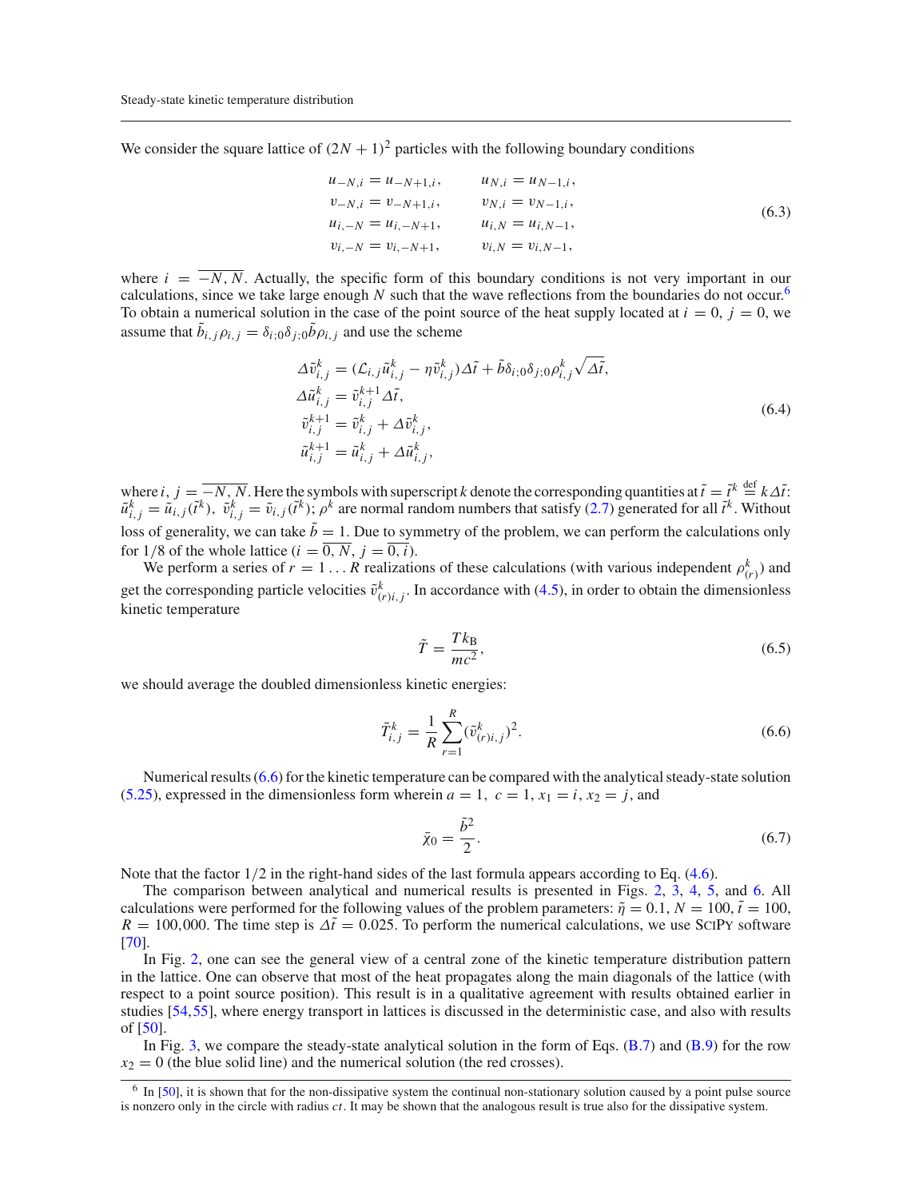We consider the square lattice of $(2N+1)^2$ particles with the following boundary conditions

$$
\begin{aligned}
u_{-N,i} &= u_{-N+1,i}, & u_{N,i} &= u_{N-1,i},\\
v_{-N,i} &= v_{-N+1,i}, & v_{N,i} &= v_{N-1,i},\\
u_{i,-N} &= u_{i,-N+1}, & u_{i,N} &= u_{i,N-1},\\
v_{i,-N} &= v_{i,-N+1}, & v_{i,N} &= v_{i,N-1},
\end{aligned}
\tag{6.3}
$$

where $i = \overline{-N, N}$. Actually, the specific form of this boundary conditions is not very important in our calculations, since we take large enough $N$ such that the wave reflections from the boundaries do not occur.[6] To obtain a numerical solution in the case of the point source of the heat supply located at $i = 0$, $j = 0$, we assume that $\tilde{b}_{i,j}\rho_{i,j} = \delta_{i;0}\delta_{j;0}\tilde{b}\rho_{i,j}$ and use the scheme

$$
\begin{aligned}
\Delta\tilde{v}^k_{i,j} &= (\mathcal{L}_{i,j}\tilde{u}^k_{i,j} - \eta\tilde{v}^k_{i,j})\Delta\tilde{t} + \tilde{b}\delta_{i;0}\delta_{j;0}\rho^k_{i,j}\sqrt{\Delta\tilde{t}},\\
\Delta\tilde{u}^k_{i,j} &= \tilde{v}^{k+1}_{i,j}\Delta\tilde{t},\\
\tilde{v}^{k+1}_{i,j} &= \tilde{v}^k_{i,j} + \Delta\tilde{v}^k_{i,j},\\
\tilde{u}^{k+1}_{i,j} &= \tilde{u}^k_{i,j} + \Delta\tilde{u}^k_{i,j},
\end{aligned}
\tag{6.4}
$$

where $i, j = \overline{-N, N}$. Here the symbols with superscript $k$ denote the corresponding quantities at $\tilde{t} = \tilde{t}^k \overset{\text{def}}{=} k\Delta\tilde{t}$: $\tilde{u}^k_{i,j} = \tilde{u}_{i,j}(\tilde{t}^k)$, $\tilde{v}^k_{i,j} = \tilde{v}_{i,j}(\tilde{t}^k)$; $\rho^k$ are normal random numbers that satisfy (2.7) generated for all $\tilde{t}^k$. Without loss of generality, we can take $\tilde{b} = 1$. Due to symmetry of the problem, we can perform the calculations only for 1/8 of the whole lattice ($i = \overline{0, N}$, $j = \overline{0, i}$).

We perform a series of $r = 1 \ldots R$ realizations of these calculations (with various independent $\rho^k_{(r)}$) and get the corresponding particle velocities $\tilde{v}^k_{(r)i,j}$. In accordance with (4.5), in order to obtain the dimensionless kinetic temperature

$$
\tilde{T} = \frac{Tk_{\mathrm{B}}}{mc^2},
\tag{6.5}
$$

we should average the doubled dimensionless kinetic energies:

$$
\tilde{T}^k_{i,j} = \frac{1}{R}\sum_{r=1}^{R}(\tilde{v}^k_{(r)i,j})^2.
\tag{6.6}
$$

Numerical results (6.6) for the kinetic temperature can be compared with the analytical steady-state solution (5.25), expressed in the dimensionless form wherein $a = 1$, $c = 1$, $x_1 = i$, $x_2 = j$, and

$$
\tilde{\chi}_0 = \frac{\tilde{b}^2}{2}.
\tag{6.7}
$$

Note that the factor 1/2 in the right-hand sides of the last formula appears according to Eq. (4.6).

The comparison between analytical and numerical results is presented in Figs. 2, 3, 4, 5, and 6. All calculations were performed for the following values of the problem parameters: $\tilde{\eta} = 0.1$, $N = 100$, $\tilde{t} = 100$, $R = 100{,}000$. The time step is $\Delta\tilde{t} = 0.025$. To perform the numerical calculations, we use SciPy software [70].

In Fig. 2, one can see the general view of a central zone of the kinetic temperature distribution pattern in the lattice. One can observe that most of the heat propagates along the main diagonals of the lattice (with respect to a point source position). This result is in a qualitative agreement with results obtained earlier in studies [54,55], where energy transport in lattices is discussed in the deterministic case, and also with results of [50].

In Fig. 3, we compare the steady-state analytical solution in the form of Eqs. (B.7) and (B.9) for the row $x_2 = 0$ (the blue solid line) and the numerical solution (the red crosses).

[6] In [50], it is shown that for the non-dissipative system the continual non-stationary solution caused by a point pulse source is nonzero only in the circle with radius $ct$. It may be shown that the analogous result is true also for the dissipative system.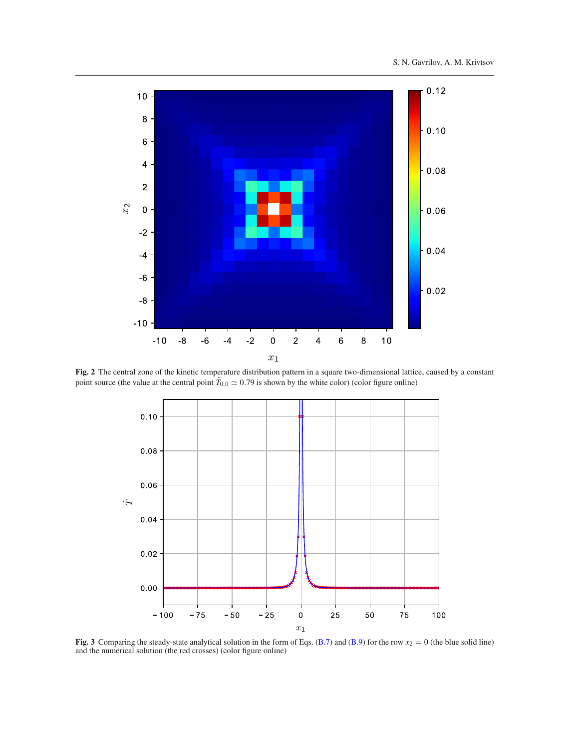**Fig. 2** The central zone of the kinetic temperature distribution pattern in a square two-dimensional lattice, caused by a constant point source (the value at the central point $\tilde{T}_{0,0} \simeq 0.79$ is shown by the white color) (color figure online)

**Fig. 3** Comparing the steady-state analytical solution in the form of Eqs. (B.7) and (B.9) for the row $x_2 = 0$ (the blue solid line) and the numerical solution (the red crosses) (color figure online)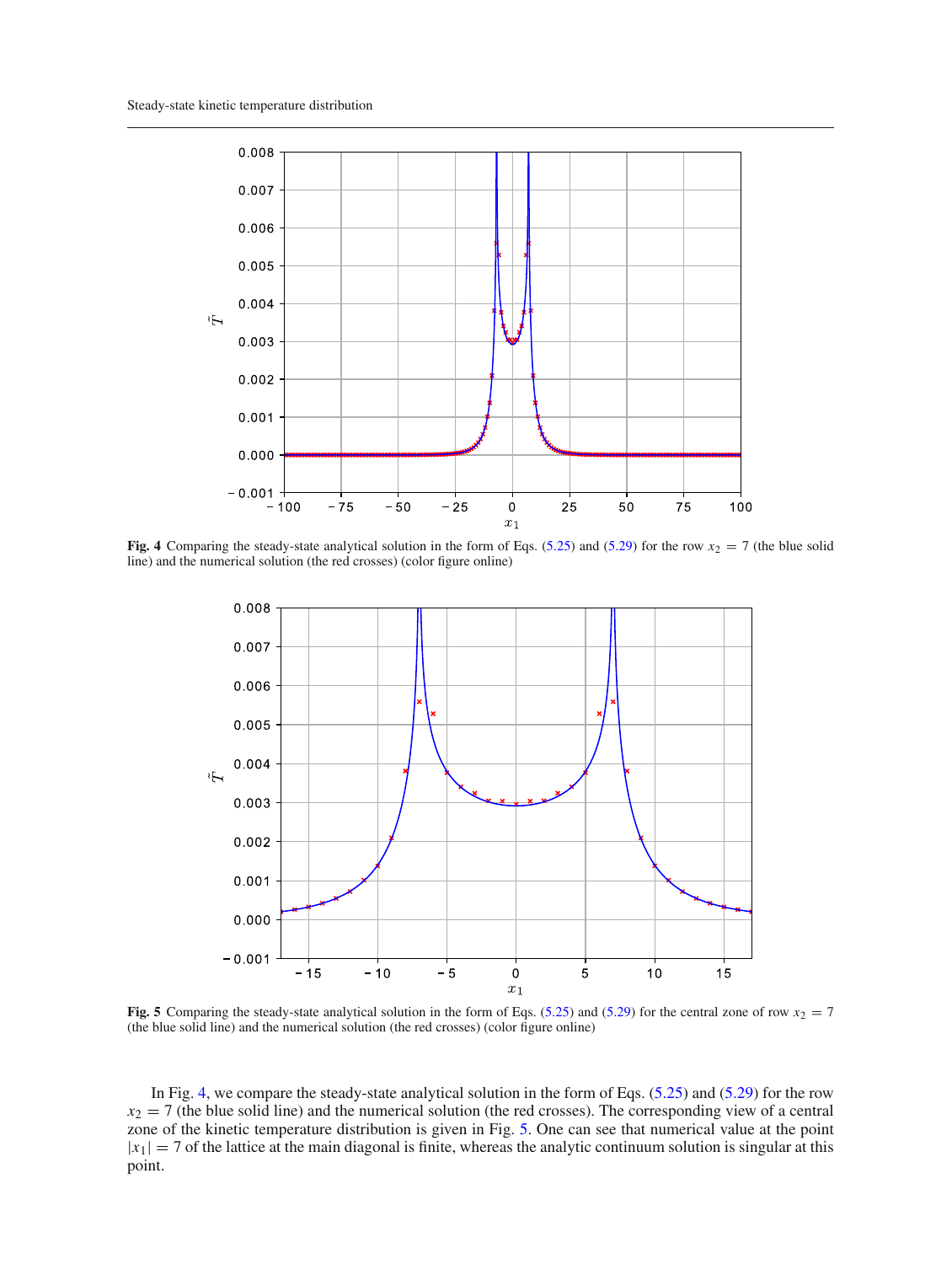Fig. 4 Comparing the steady-state analytical solution in the form of Eqs. (5.25) and (5.29) for the row $x_2 = 7$ (the blue solid line) and the numerical solution (the red crosses) (color figure online)

Fig. 5 Comparing the steady-state analytical solution in the form of Eqs. (5.25) and (5.29) for the central zone of row $x_2 = 7$ (the blue solid line) and the numerical solution (the red crosses) (color figure online)

In Fig. 4, we compare the steady-state analytical solution in the form of Eqs. (5.25) and (5.29) for the row $x_2 = 7$ (the blue solid line) and the numerical solution (the red crosses). The corresponding view of a central zone of the kinetic temperature distribution is given in Fig. 5. One can see that numerical value at the point $|x_1| = 7$ of the lattice at the main diagonal is finite, whereas the analytic continuum solution is singular at this point.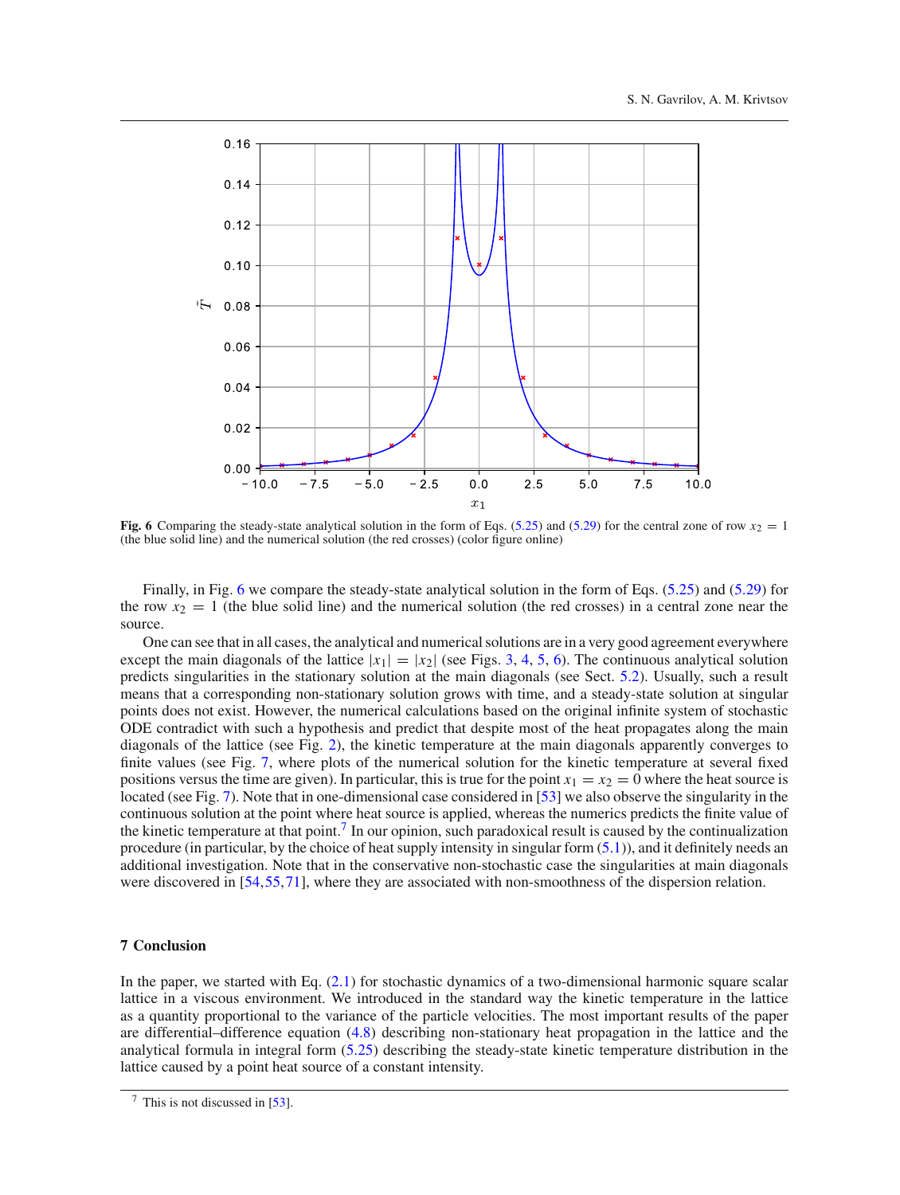**Fig. 6** Comparing the steady-state analytical solution in the form of Eqs. (5.25) and (5.29) for the central zone of row $x_2 = 1$ (the blue solid line) and the numerical solution (the red crosses) (color figure online)

Finally, in Fig. 6 we compare the steady-state analytical solution in the form of Eqs. (5.25) and (5.29) for the row $x_2 = 1$ (the blue solid line) and the numerical solution (the red crosses) in a central zone near the source.

One can see that in all cases, the analytical and numerical solutions are in a very good agreement everywhere except the main diagonals of the lattice $|x_1| = |x_2|$ (see Figs. 3, 4, 5, 6). The continuous analytical solution predicts singularities in the stationary solution at the main diagonals (see Sect. 5.2). Usually, such a result means that a corresponding non-stationary solution grows with time, and a steady-state solution at singular points does not exist. However, the numerical calculations based on the original infinite system of stochastic ODE contradict with such a hypothesis and predict that despite most of the heat propagates along the main diagonals of the lattice (see Fig. 2), the kinetic temperature at the main diagonals apparently converges to finite values (see Fig. 7, where plots of the numerical solution for the kinetic temperature at several fixed positions versus the time are given). In particular, this is true for the point $x_1 = x_2 = 0$ where the heat source is located (see Fig. 7). Note that in one-dimensional case considered in [53] we also observe the singularity in the continuous solution at the point where heat source is applied, whereas the numerics predicts the finite value of the kinetic temperature at that point.[7] In our opinion, such paradoxical result is caused by the continualization procedure (in particular, by the choice of heat supply intensity in singular form (5.1)), and it definitely needs an additional investigation. Note that in the conservative non-stochastic case the singularities at main diagonals were discovered in [54,55,71], where they are associated with non-smoothness of the dispersion relation.

## 7 Conclusion

In the paper, we started with Eq. (2.1) for stochastic dynamics of a two-dimensional harmonic square scalar lattice in a viscous environment. We introduced in the standard way the kinetic temperature in the lattice as a quantity proportional to the variance of the particle velocities. The most important results of the paper are differential–difference equation (4.8) describing non-stationary heat propagation in the lattice and the analytical formula in integral form (5.25) describing the steady-state kinetic temperature distribution in the lattice caused by a point heat source of a constant intensity.

[7] This is not discussed in [53].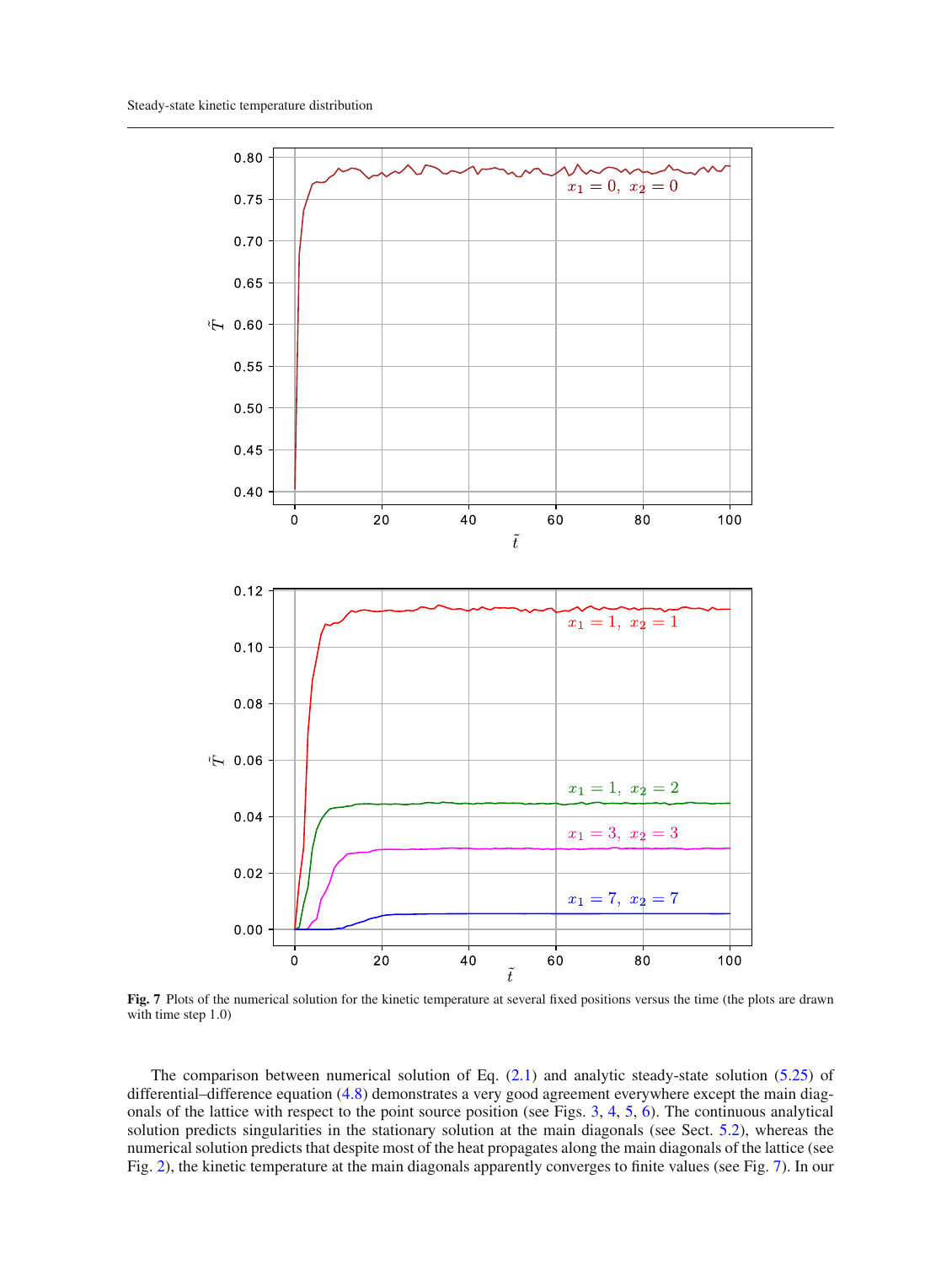Fig. 7 Plots of the numerical solution for the kinetic temperature at several fixed positions versus the time (the plots are drawn with time step 1.0)

The comparison between numerical solution of Eq. (2.1) and analytic steady-state solution (5.25) of differential–difference equation (4.8) demonstrates a very good agreement everywhere except the main diagonals of the lattice with respect to the point source position (see Figs. 3, 4, 5, 6). The continuous analytical solution predicts singularities in the stationary solution at the main diagonals (see Sect. 5.2), whereas the numerical solution predicts that despite most of the heat propagates along the main diagonals of the lattice (see Fig. 2), the kinetic temperature at the main diagonals apparently converges to finite values (see Fig. 7). In our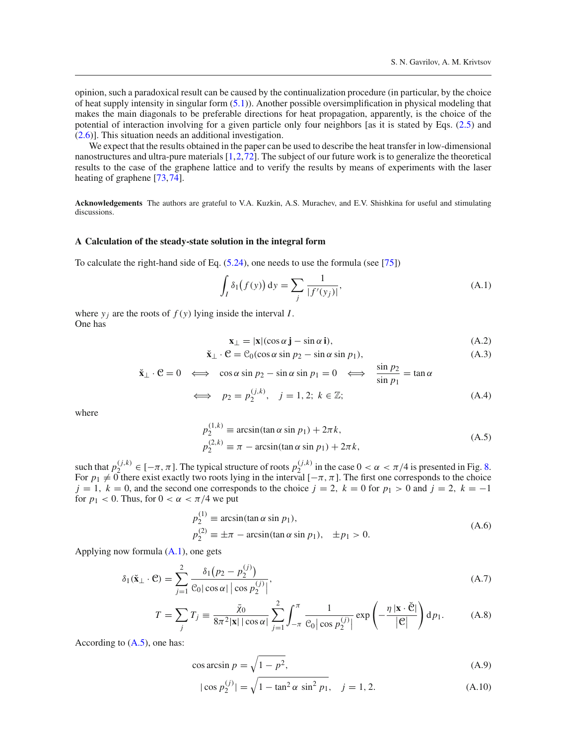opinion, such a paradoxical result can be caused by the continualization procedure (in particular, by the choice of heat supply intensity in singular form (5.1)). Another possible oversimplification in physical modeling that makes the main diagonals to be preferable directions for heat propagation, apparently, is the choice of the potential of interaction involving for a given particle only four neighbors [as it is stated by Eqs. (2.5) and (2.6)]. This situation needs an additional investigation.

We expect that the results obtained in the paper can be used to describe the heat transfer in low-dimensional nanostructures and ultra-pure materials [1,2,72]. The subject of our future work is to generalize the theoretical results to the case of the graphene lattice and to verify the results by means of experiments with the laser heating of graphene [73,74].

**Acknowledgements** The authors are grateful to V.A. Kuzkin, A.S. Murachev, and E.V. Shishkina for useful and stimulating discussions.

## A Calculation of the steady-state solution in the integral form

To calculate the right-hand side of Eq. (5.24), one needs to use the formula (see [75])

$$\int_I \delta_1\big(f(y)\big)\,\mathrm{d}y = \sum_j \frac{1}{|f'(y_j)|}, \tag{A.1}$$

where $y_j$ are the roots of $f(y)$ lying inside the interval $I$.
One has

$$\mathbf{x}_\perp = |\mathbf{x}|(\cos\alpha\,\mathbf{j} - \sin\alpha\,\mathbf{i}), \tag{A.2}$$

$$\check{\mathbf{x}}_\perp \cdot \mathfrak{C} = \mathfrak{C}_0(\cos\alpha\sin p_2 - \sin\alpha\sin p_1), \tag{A.3}$$

$$\check{\mathbf{x}}_\perp \cdot \mathfrak{C} = 0 \iff \cos\alpha\sin p_2 - \sin\alpha\sin p_1 = 0 \iff \frac{\sin p_2}{\sin p_1} = \tan\alpha$$
$$\iff p_2 = p_2^{(j,k)}, \quad j = 1, 2;\ k \in \mathbb{Z}; \tag{A.4}$$

where

$$\begin{aligned} p_2^{(1,k)} &\equiv \arcsin(\tan\alpha\sin p_1) + 2\pi k, \\ p_2^{(2,k)} &\equiv \pi - \arcsin(\tan\alpha\sin p_1) + 2\pi k, \end{aligned} \tag{A.5}$$

such that $p_2^{(j,k)} \in [-\pi, \pi]$. The typical structure of roots $p_2^{(j,k)}$ in the case $0 < \alpha < \pi/4$ is presented in Fig. 8. For $p_1 \neq 0$ there exist exactly two roots lying in the interval $[-\pi, \pi]$. The first one corresponds to the choice $j = 1,\ k = 0$, and the second one corresponds to the choice $j = 2,\ k = 0$ for $p_1 > 0$ and $j = 2,\ k = -1$ for $p_1 < 0$. Thus, for $0 < \alpha < \pi/4$ we put

$$\begin{aligned} p_2^{(1)} &\equiv \arcsin(\tan\alpha\sin p_1), \\ p_2^{(2)} &\equiv \pm\pi - \arcsin(\tan\alpha\sin p_1), \quad \pm p_1 > 0. \end{aligned} \tag{A.6}$$

Applying now formula (A.1), one gets

$$\delta_1(\check{\mathbf{x}}_\perp \cdot \mathfrak{C}) = \sum_{j=1}^{2} \frac{\delta_1\big(p_2 - p_2^{(j)}\big)}{\mathfrak{C}_0|\cos\alpha|\,\big|\cos p_2^{(j)}\big|}, \tag{A.7}$$

$$T = \sum_j T_j \equiv \frac{\bar{\chi}_0}{8\pi^2|\mathbf{x}|\,|\cos\alpha|} \sum_{j=1}^{2} \int_{-\pi}^{\pi} \frac{1}{\mathfrak{C}_0\big|\cos p_2^{(j)}\big|} \exp\left(-\frac{\eta\,|\mathbf{x}\cdot\check{\mathfrak{C}}|}{|\mathfrak{C}|}\right) \mathrm{d}p_1. \tag{A.8}$$

According to (A.5), one has:

$$\cos\arcsin p = \sqrt{1 - p^2}, \tag{A.9}$$

$$|\cos p_2^{(j)}| = \sqrt{1 - \tan^2\alpha\,\sin^2 p_1}, \quad j = 1, 2. \tag{A.10}$$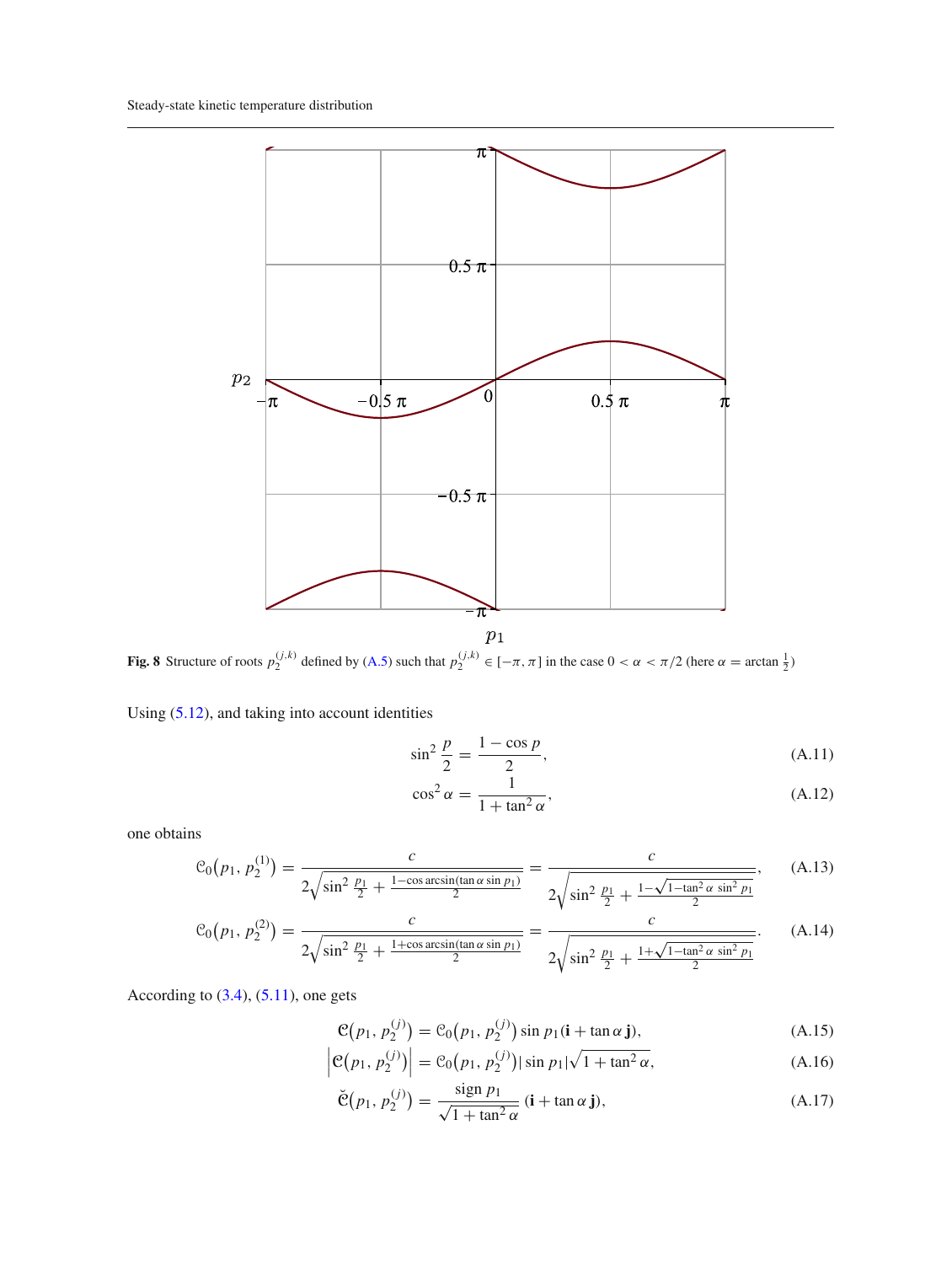**Fig. 8** Structure of roots $p_2^{(j,k)}$ defined by (A.5) such that $p_2^{(j,k)} \in [-\pi, \pi]$ in the case $0 < \alpha < \pi/2$ (here $\alpha = \arctan \frac{1}{2}$)

Using (5.12), and taking into account identities

$$\sin^2 \frac{p}{2} = \frac{1 - \cos p}{2}, \tag{A.11}$$

$$\cos^2 \alpha = \frac{1}{1 + \tan^2 \alpha}, \tag{A.12}$$

one obtains

$$\mathcal{C}_0\big(p_1, p_2^{(1)}\big) = \frac{c}{2\sqrt{\sin^2 \frac{p_1}{2} + \frac{1 - \cos \arcsin(\tan\alpha \sin p_1)}{2}}} = \frac{c}{2\sqrt{\sin^2 \frac{p_1}{2} + \frac{1 - \sqrt{1 - \tan^2\alpha \, \sin^2 p_1}}{2}}}, \tag{A.13}$$

$$\mathcal{C}_0\big(p_1, p_2^{(2)}\big) = \frac{c}{2\sqrt{\sin^2 \frac{p_1}{2} + \frac{1 + \cos \arcsin(\tan\alpha \sin p_1)}{2}}} = \frac{c}{2\sqrt{\sin^2 \frac{p_1}{2} + \frac{1 + \sqrt{1 - \tan^2\alpha \, \sin^2 p_1}}{2}}}. \tag{A.14}$$

According to (3.4), (5.11), one gets

$$\mathbf{\mathcal{C}}\big(p_1, p_2^{(j)}\big) = \mathcal{C}_0\big(p_1, p_2^{(j)}\big) \sin p_1 (\mathbf{i} + \tan\alpha\, \mathbf{j}), \tag{A.15}$$

$$\left|\mathbf{\mathcal{C}}\big(p_1, p_2^{(j)}\big)\right| = \mathcal{C}_0\big(p_1, p_2^{(j)}\big) |\sin p_1| \sqrt{1 + \tan^2\alpha}, \tag{A.16}$$

$$\breve{\mathbf{\mathcal{C}}}\big(p_1, p_2^{(j)}\big) = \frac{\operatorname{sign} p_1}{\sqrt{1 + \tan^2\alpha}} (\mathbf{i} + \tan\alpha\, \mathbf{j}), \tag{A.17}$$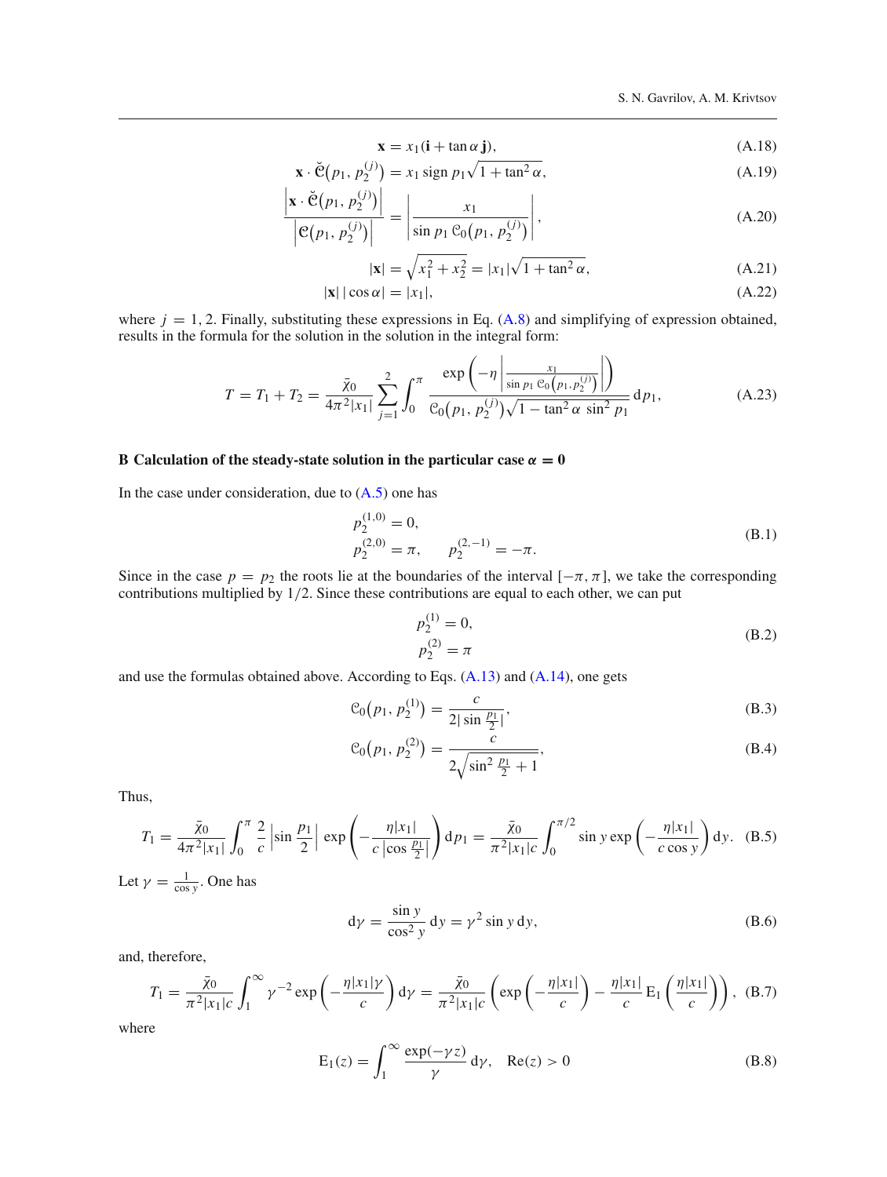$$\mathbf{x} = x_1(\mathbf{i} + \tan\alpha\,\mathbf{j}), \tag{A.18}$$

$$\mathbf{x} \cdot \breve{\mathfrak{C}}\big(p_1, p_2^{(j)}\big) = x_1 \operatorname{sign} p_1 \sqrt{1 + \tan^2\alpha}, \tag{A.19}$$

$$\frac{\left|\mathbf{x} \cdot \breve{\mathfrak{C}}\big(p_1, p_2^{(j)}\big)\right|}{\left|\mathfrak{C}\big(p_1, p_2^{(j)}\big)\right|} = \left|\frac{x_1}{\sin p_1\, \mathfrak{C}_0\big(p_1, p_2^{(j)}\big)}\right|, \tag{A.20}$$

$$|\mathbf{x}| = \sqrt{x_1^2 + x_2^2} = |x_1|\sqrt{1 + \tan^2\alpha}, \tag{A.21}$$

$$|\mathbf{x}|\,|\cos\alpha| = |x_1|, \tag{A.22}$$

where $j = 1, 2$. Finally, substituting these expressions in Eq. (A.8) and simplifying of expression obtained, results in the formula for the solution in the solution in the integral form:

$$T = T_1 + T_2 = \frac{\bar{\chi}_0}{4\pi^2|x_1|} \sum_{j=1}^{2} \int_0^{\pi} \frac{\exp\left(-\eta\left|\frac{x_1}{\sin p_1\, \mathfrak{C}_0\left(p_1, p_2^{(j)}\right)}\right|\right)}{\mathfrak{C}_0\big(p_1, p_2^{(j)}\big)\sqrt{1 - \tan^2\alpha\, \sin^2 p_1}}\, \mathrm{d}p_1, \tag{A.23}$$

## B Calculation of the steady-state solution in the particular case $\alpha = 0$

In the case under consideration, due to (A.5) one has

$$\begin{aligned} &p_2^{(1,0)} = 0, \\ &p_2^{(2,0)} = \pi, \qquad p_2^{(2,-1)} = -\pi. \end{aligned} \tag{B.1}$$

Since in the case $p = p_2$ the roots lie at the boundaries of the interval $[-\pi, \pi]$, we take the corresponding contributions multiplied by $1/2$. Since these contributions are equal to each other, we can put

$$\begin{aligned} &p_2^{(1)} = 0, \\ &p_2^{(2)} = \pi \end{aligned} \tag{B.2}$$

and use the formulas obtained above. According to Eqs. (A.13) and (A.14), one gets

$$\mathfrak{C}_0\big(p_1, p_2^{(1)}\big) = \frac{c}{2|\sin\frac{p_1}{2}|}, \tag{B.3}$$

$$\mathfrak{C}_0\big(p_1, p_2^{(2)}\big) = \frac{c}{2\sqrt{\sin^2\frac{p_1}{2} + 1}}, \tag{B.4}$$

Thus,

$$T_1 = \frac{\bar{\chi}_0}{4\pi^2|x_1|}\int_0^{\pi} \frac{2}{c}\left|\sin\frac{p_1}{2}\right| \exp\left(-\frac{\eta|x_1|}{c\left|\cos\frac{p_1}{2}\right|}\right) \mathrm{d}p_1 = \frac{\bar{\chi}_0}{\pi^2|x_1|c}\int_0^{\pi/2} \sin y \exp\left(-\frac{\eta|x_1|}{c\cos y}\right) \mathrm{d}y. \tag{B.5}$$

Let $\gamma = \frac{1}{\cos y}$. One has

$$\mathrm{d}\gamma = \frac{\sin y}{\cos^2 y}\,\mathrm{d}y = \gamma^2 \sin y\,\mathrm{d}y, \tag{B.6}$$

and, therefore,

$$T_1 = \frac{\bar{\chi}_0}{\pi^2|x_1|c}\int_1^{\infty} \gamma^{-2} \exp\left(-\frac{\eta|x_1|\gamma}{c}\right) \mathrm{d}\gamma = \frac{\bar{\chi}_0}{\pi^2|x_1|c}\left(\exp\left(-\frac{\eta|x_1|}{c}\right) - \frac{\eta|x_1|}{c}\,\mathrm{E}_1\left(\frac{\eta|x_1|}{c}\right)\right), \tag{B.7}$$

where

$$\mathrm{E}_1(z) = \int_1^{\infty} \frac{\exp(-\gamma z)}{\gamma}\,\mathrm{d}\gamma, \quad \mathrm{Re}(z) > 0 \tag{B.8}$$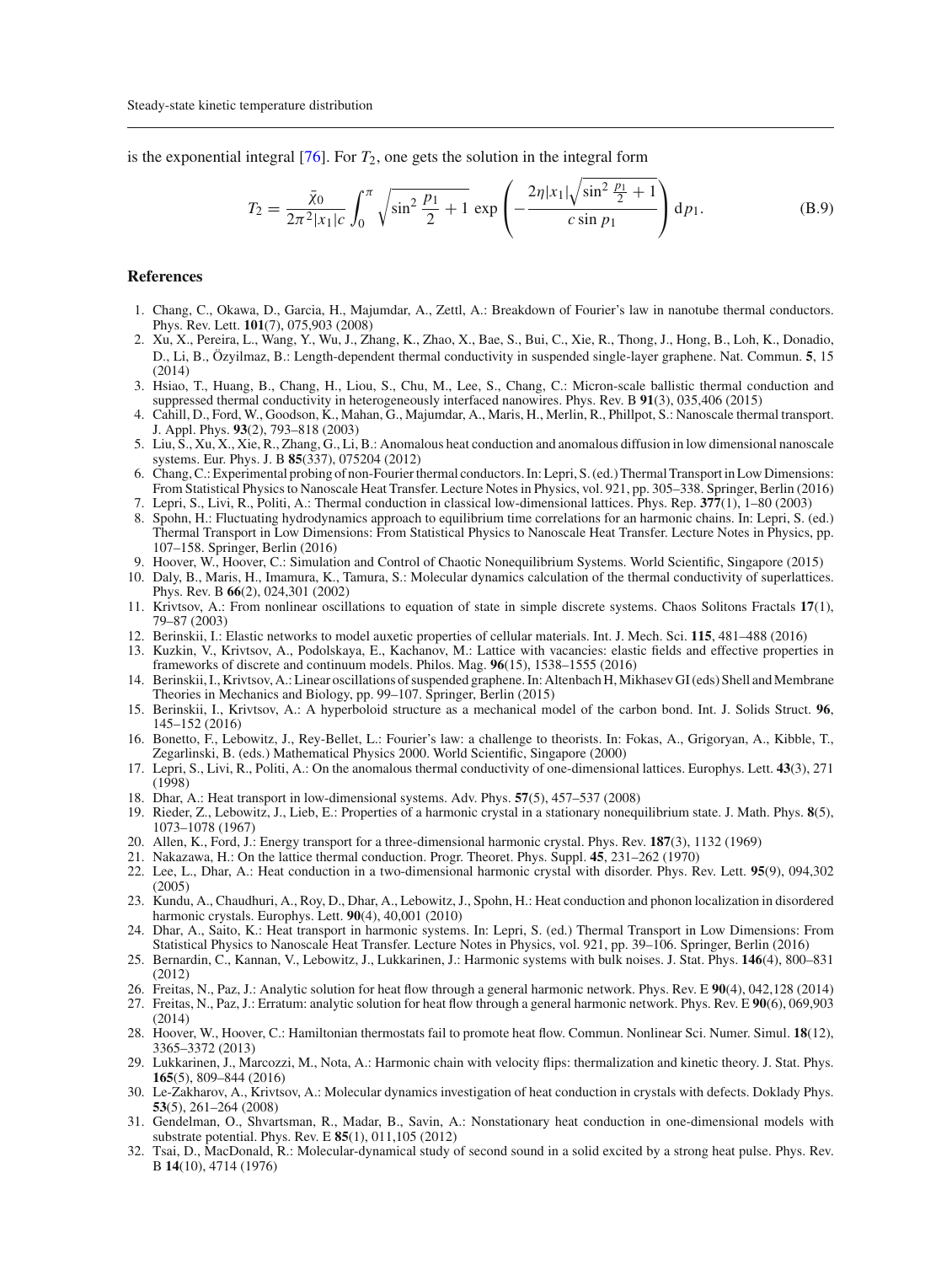is the exponential integral [76]. For $T_2$, one gets the solution in the integral form

$$T_2 = \frac{\bar{\chi}_0}{2\pi^2 |x_1| c} \int_0^{\pi} \sqrt{\sin^2 \frac{p_1}{2} + 1} \, \exp\left( -\frac{2\eta |x_1| \sqrt{\sin^2 \frac{p_1}{2} + 1}}{c \sin p_1} \right) \mathrm{d} p_1. \tag{B.9}$$

## References

1. Chang, C., Okawa, D., Garcia, H., Majumdar, A., Zettl, A.: Breakdown of Fourier's law in nanotube thermal conductors. Phys. Rev. Lett. **101**(7), 075,903 (2008)
2. Xu, X., Pereira, L., Wang, Y., Wu, J., Zhang, K., Zhao, X., Bae, S., Bui, C., Xie, R., Thong, J., Hong, B., Loh, K., Donadio, D., Li, B., Özyilmaz, B.: Length-dependent thermal conductivity in suspended single-layer graphene. Nat. Commun. **5**, 15 (2014)
3. Hsiao, T., Huang, B., Chang, H., Liou, S., Chu, M., Lee, S., Chang, C.: Micron-scale ballistic thermal conduction and suppressed thermal conductivity in heterogeneously interfaced nanowires. Phys. Rev. B **91**(3), 035,406 (2015)
4. Cahill, D., Ford, W., Goodson, K., Mahan, G., Majumdar, A., Maris, H., Merlin, R., Phillpot, S.: Nanoscale thermal transport. J. Appl. Phys. **93**(2), 793–818 (2003)
5. Liu, S., Xu, X., Xie, R., Zhang, G., Li, B.: Anomalous heat conduction and anomalous diffusion in low dimensional nanoscale systems. Eur. Phys. J. B **85**(337), 075204 (2012)
6. Chang, C.: Experimental probing of non-Fourier thermal conductors. In: Lepri, S. (ed.) Thermal Transport in Low Dimensions: From Statistical Physics to Nanoscale Heat Transfer. Lecture Notes in Physics, vol. 921, pp. 305–338. Springer, Berlin (2016)
7. Lepri, S., Livi, R., Politi, A.: Thermal conduction in classical low-dimensional lattices. Phys. Rep. **377**(1), 1–80 (2003)
8. Spohn, H.: Fluctuating hydrodynamics approach to equilibrium time correlations for an harmonic chains. In: Lepri, S. (ed.) Thermal Transport in Low Dimensions: From Statistical Physics to Nanoscale Heat Transfer. Lecture Notes in Physics, pp. 107–158. Springer, Berlin (2016)
9. Hoover, W., Hoover, C.: Simulation and Control of Chaotic Nonequilibrium Systems. World Scientific, Singapore (2015)
10. Daly, B., Maris, H., Imamura, K., Tamura, S.: Molecular dynamics calculation of the thermal conductivity of superlattices. Phys. Rev. B **66**(2), 024,301 (2002)
11. Krivtsov, A.: From nonlinear oscillations to equation of state in simple discrete systems. Chaos Solitons Fractals **17**(1), 79–87 (2003)
12. Berinskii, I.: Elastic networks to model auxetic properties of cellular materials. Int. J. Mech. Sci. **115**, 481–488 (2016)
13. Kuzkin, V., Krivtsov, A., Podolskaya, E., Kachanov, M.: Lattice with vacancies: elastic fields and effective properties in frameworks of discrete and continuum models. Philos. Mag. **96**(15), 1538–1555 (2016)
14. Berinskii, I., Krivtsov, A.: Linear oscillations of suspended graphene. In: Altenbach H, Mikhasev GI (eds) Shell and Membrane Theories in Mechanics and Biology, pp. 99–107. Springer, Berlin (2015)
15. Berinskii, I., Krivtsov, A.: A hyperboloid structure as a mechanical model of the carbon bond. Int. J. Solids Struct. **96**, 145–152 (2016)
16. Bonetto, F., Lebowitz, J., Rey-Bellet, L.: Fourier's law: a challenge to theorists. In: Fokas, A., Grigoryan, A., Kibble, T., Zegarlinski, B. (eds.) Mathematical Physics 2000. World Scientific, Singapore (2000)
17. Lepri, S., Livi, R., Politi, A.: On the anomalous thermal conductivity of one-dimensional lattices. Europhys. Lett. **43**(3), 271 (1998)
18. Dhar, A.: Heat transport in low-dimensional systems. Adv. Phys. **57**(5), 457–537 (2008)
19. Rieder, Z., Lebowitz, J., Lieb, E.: Properties of a harmonic crystal in a stationary nonequilibrium state. J. Math. Phys. **8**(5), 1073–1078 (1967)
20. Allen, K., Ford, J.: Energy transport for a three-dimensional harmonic crystal. Phys. Rev. **187**(3), 1132 (1969)
21. Nakazawa, H.: On the lattice thermal conduction. Progr. Theoret. Phys. Suppl. **45**, 231–262 (1970)
22. Lee, L., Dhar, A.: Heat conduction in a two-dimensional harmonic crystal with disorder. Phys. Rev. Lett. **95**(9), 094,302 (2005)
23. Kundu, A., Chaudhuri, A., Roy, D., Dhar, A., Lebowitz, J., Spohn, H.: Heat conduction and phonon localization in disordered harmonic crystals. Europhys. Lett. **90**(4), 40,001 (2010)
24. Dhar, A., Saito, K.: Heat transport in harmonic systems. In: Lepri, S. (ed.) Thermal Transport in Low Dimensions: From Statistical Physics to Nanoscale Heat Transfer. Lecture Notes in Physics, vol. 921, pp. 39–106. Springer, Berlin (2016)
25. Bernardin, C., Kannan, V., Lebowitz, J., Lukkarinen, J.: Harmonic systems with bulk noises. J. Stat. Phys. **146**(4), 800–831 (2012)
26. Freitas, N., Paz, J.: Analytic solution for heat flow through a general harmonic network. Phys. Rev. E **90**(4), 042,128 (2014)
27. Freitas, N., Paz, J.: Erratum: analytic solution for heat flow through a general harmonic network. Phys. Rev. E **90**(6), 069,903 (2014)
28. Hoover, W., Hoover, C.: Hamiltonian thermostats fail to promote heat flow. Commun. Nonlinear Sci. Numer. Simul. **18**(12), 3365–3372 (2013)
29. Lukkarinen, J., Marcozzi, M., Nota, A.: Harmonic chain with velocity flips: thermalization and kinetic theory. J. Stat. Phys. **165**(5), 809–844 (2016)
30. Le-Zakharov, A., Krivtsov, A.: Molecular dynamics investigation of heat conduction in crystals with defects. Doklady Phys. **53**(5), 261–264 (2008)
31. Gendelman, O., Shvartsman, R., Madar, B., Savin, A.: Nonstationary heat conduction in one-dimensional models with substrate potential. Phys. Rev. E **85**(1), 011,105 (2012)
32. Tsai, D., MacDonald, R.: Molecular-dynamical study of second sound in a solid excited by a strong heat pulse. Phys. Rev. B **14**(10), 4714 (1976)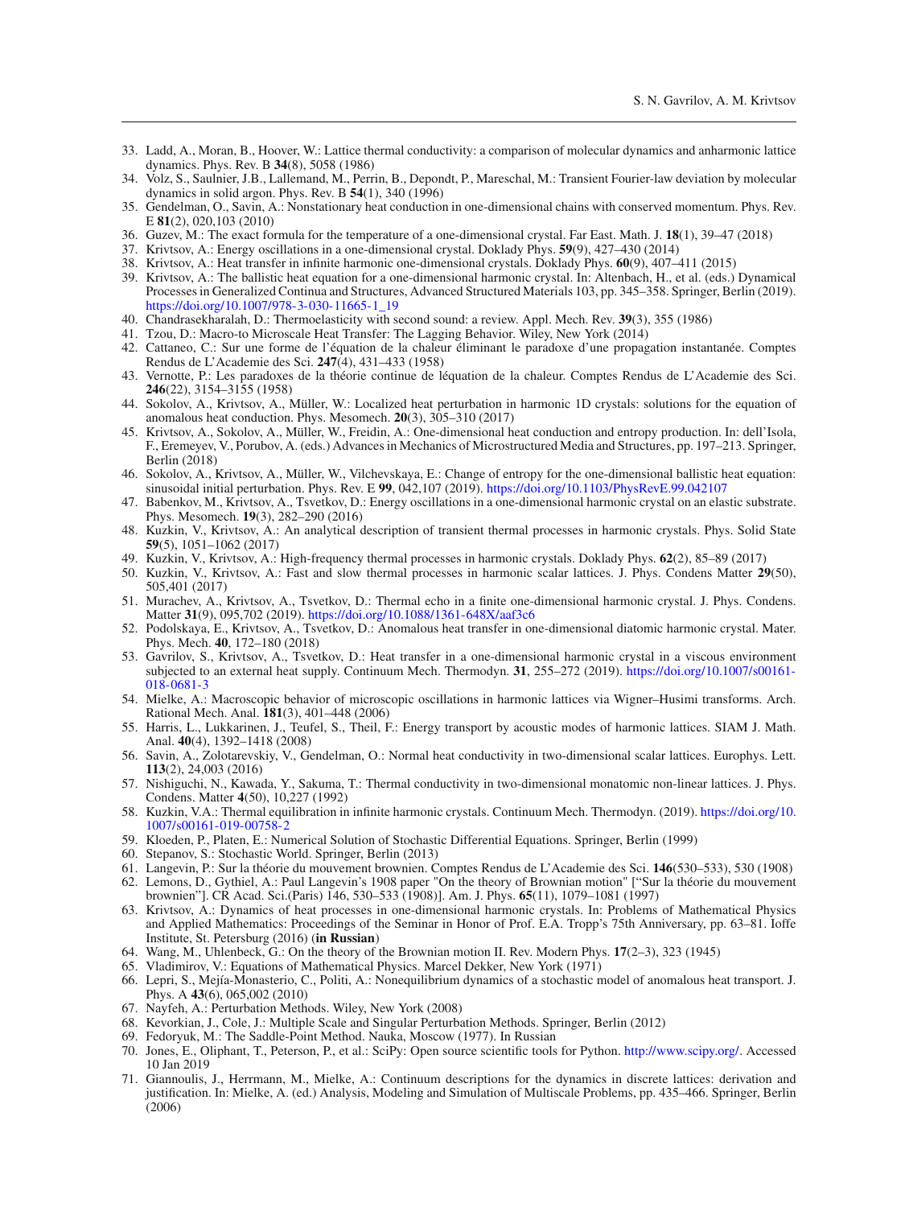33. Ladd, A., Moran, B., Hoover, W.: Lattice thermal conductivity: a comparison of molecular dynamics and anharmonic lattice dynamics. Phys. Rev. B **34**(8), 5058 (1986)
34. Volz, S., Saulnier, J.B., Lallemand, M., Perrin, B., Depondt, P., Mareschal, M.: Transient Fourier-law deviation by molecular dynamics in solid argon. Phys. Rev. B **54**(1), 340 (1996)
35. Gendelman, O., Savin, A.: Nonstationary heat conduction in one-dimensional chains with conserved momentum. Phys. Rev. E **81**(2), 020,103 (2010)
36. Guzev, M.: The exact formula for the temperature of a one-dimensional crystal. Far East. Math. J. **18**(1), 39–47 (2018)
37. Krivtsov, A.: Energy oscillations in a one-dimensional crystal. Doklady Phys. **59**(9), 427–430 (2014)
38. Krivtsov, A.: Heat transfer in infinite harmonic one-dimensional crystals. Doklady Phys. **60**(9), 407–411 (2015)
39. Krivtsov, A.: The ballistic heat equation for a one-dimensional harmonic crystal. In: Altenbach, H., et al. (eds.) Dynamical Processes in Generalized Continua and Structures, Advanced Structured Materials 103, pp. 345–358. Springer, Berlin (2019). https://doi.org/10.1007/978-3-030-11665-1_19
40. Chandrasekharalah, D.: Thermoelasticity with second sound: a review. Appl. Mech. Rev. **39**(3), 355 (1986)
41. Tzou, D.: Macro-to Microscale Heat Transfer: The Lagging Behavior. Wiley, New York (2014)
42. Cattaneo, C.: Sur une forme de l'équation de la chaleur éliminant le paradoxe d'une propagation instantanée. Comptes Rendus de L'Academie des Sci. **247**(4), 431–433 (1958)
43. Vernotte, P.: Les paradoxes de la théorie continue de léquation de la chaleur. Comptes Rendus de L'Academie des Sci. **246**(22), 3154–3155 (1958)
44. Sokolov, A., Krivtsov, A., Müller, W.: Localized heat perturbation in harmonic 1D crystals: solutions for the equation of anomalous heat conduction. Phys. Mesomech. **20**(3), 305–310 (2017)
45. Krivtsov, A., Sokolov, A., Müller, W., Freidin, A.: One-dimensional heat conduction and entropy production. In: dell'Isola, F., Eremeyev, V., Porubov, A. (eds.) Advances in Mechanics of Microstructured Media and Structures, pp. 197–213. Springer, Berlin (2018)
46. Sokolov, A., Krivtsov, A., Müller, W., Vilchevskaya, E.: Change of entropy for the one-dimensional ballistic heat equation: sinusoidal initial perturbation. Phys. Rev. E **99**, 042,107 (2019). https://doi.org/10.1103/PhysRevE.99.042107
47. Babenkov, M., Krivtsov, A., Tsvetkov, D.: Energy oscillations in a one-dimensional harmonic crystal on an elastic substrate. Phys. Mesomech. **19**(3), 282–290 (2016)
48. Kuzkin, V., Krivtsov, A.: An analytical description of transient thermal processes in harmonic crystals. Phys. Solid State **59**(5), 1051–1062 (2017)
49. Kuzkin, V., Krivtsov, A.: High-frequency thermal processes in harmonic crystals. Doklady Phys. **62**(2), 85–89 (2017)
50. Kuzkin, V., Krivtsov, A.: Fast and slow thermal processes in harmonic scalar lattices. J. Phys. Condens Matter **29**(50), 505,401 (2017)
51. Murachev, A., Krivtsov, A., Tsvetkov, D.: Thermal echo in a finite one-dimensional harmonic crystal. J. Phys. Condens. Matter **31**(9), 095,702 (2019). https://doi.org/10.1088/1361-648X/aaf3c6
52. Podolskaya, E., Krivtsov, A., Tsvetkov, D.: Anomalous heat transfer in one-dimensional diatomic harmonic crystal. Mater. Phys. Mech. **40**, 172–180 (2018)
53. Gavrilov, S., Krivtsov, A., Tsvetkov, D.: Heat transfer in a one-dimensional harmonic crystal in a viscous environment subjected to an external heat supply. Continuum Mech. Thermodyn. **31**, 255–272 (2019). https://doi.org/10.1007/s00161-018-0681-3
54. Mielke, A.: Macroscopic behavior of microscopic oscillations in harmonic lattices via Wigner–Husimi transforms. Arch. Rational Mech. Anal. **181**(3), 401–448 (2006)
55. Harris, L., Lukkarinen, J., Teufel, S., Theil, F.: Energy transport by acoustic modes of harmonic lattices. SIAM J. Math. Anal. **40**(4), 1392–1418 (2008)
56. Savin, A., Zolotarevskiy, V., Gendelman, O.: Normal heat conductivity in two-dimensional scalar lattices. Europhys. Lett. **113**(2), 24,003 (2016)
57. Nishiguchi, N., Kawada, Y., Sakuma, T.: Thermal conductivity in two-dimensional monatomic non-linear lattices. J. Phys. Condens. Matter **4**(50), 10,227 (1992)
58. Kuzkin, V.A.: Thermal equilibration in infinite harmonic crystals. Continuum Mech. Thermodyn. (2019). https://doi.org/10.1007/s00161-019-00758-2
59. Kloeden, P., Platen, E.: Numerical Solution of Stochastic Differential Equations. Springer, Berlin (1999)
60. Stepanov, S.: Stochastic World. Springer, Berlin (2013)
61. Langevin, P.: Sur la théorie du mouvement brownien. Comptes Rendus de L'Academie des Sci. **146**(530–533), 530 (1908)
62. Lemons, D., Gythiel, A.: Paul Langevin's 1908 paper "On the theory of Brownian motion" ["Sur la théorie du mouvement brownien"]. CR Acad. Sci.(Paris) 146, 530–533 (1908)]. Am. J. Phys. **65**(11), 1079–1081 (1997)
63. Krivtsov, A.: Dynamics of heat processes in one-dimensional harmonic crystals. In: Problems of Mathematical Physics and Applied Mathematics: Proceedings of the Seminar in Honor of Prof. E.A. Tropp's 75th Anniversary, pp. 63–81. Ioffe Institute, St. Petersburg (2016) (**in Russian**)
64. Wang, M., Uhlenbeck, G.: On the theory of the Brownian motion II. Rev. Modern Phys. **17**(2–3), 323 (1945)
65. Vladimirov, V.: Equations of Mathematical Physics. Marcel Dekker, New York (1971)
66. Lepri, S., Mejía-Monasterio, C., Politi, A.: Nonequilibrium dynamics of a stochastic model of anomalous heat transport. J. Phys. A **43**(6), 065,002 (2010)
67. Nayfeh, A.: Perturbation Methods. Wiley, New York (2008)
68. Kevorkian, J., Cole, J.: Multiple Scale and Singular Perturbation Methods. Springer, Berlin (2012)
69. Fedoryuk, M.: The Saddle-Point Method. Nauka, Moscow (1977). In Russian
70. Jones, E., Oliphant, T., Peterson, P., et al.: SciPy: Open source scientific tools for Python. http://www.scipy.org/. Accessed 10 Jan 2019
71. Giannoulis, J., Herrmann, M., Mielke, A.: Continuum descriptions for the dynamics in discrete lattices: derivation and justification. In: Mielke, A. (ed.) Analysis, Modeling and Simulation of Multiscale Problems, pp. 435–466. Springer, Berlin (2006)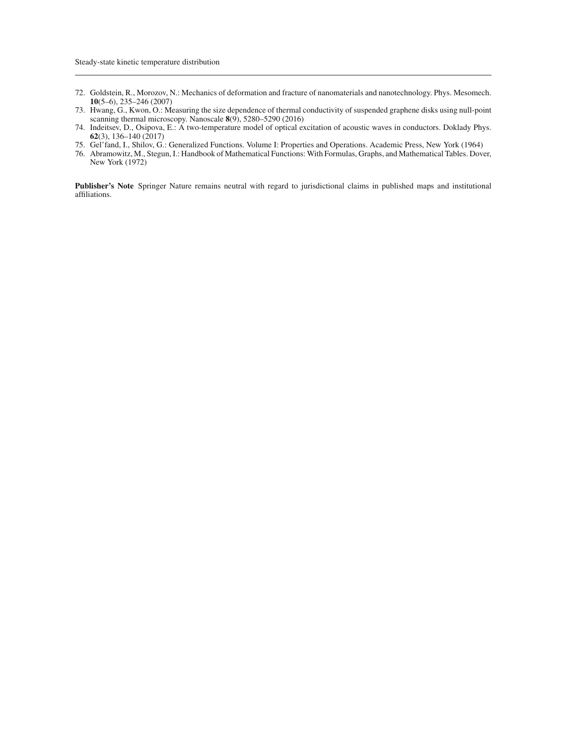72. Goldstein, R., Morozov, N.: Mechanics of deformation and fracture of nanomaterials and nanotechnology. Phys. Mesomech. **10**(5–6), 235–246 (2007)
73. Hwang, G., Kwon, O.: Measuring the size dependence of thermal conductivity of suspended graphene disks using null-point scanning thermal microscopy. Nanoscale **8**(9), 5280–5290 (2016)
74. Indeitsev, D., Osipova, E.: A two-temperature model of optical excitation of acoustic waves in conductors. Doklady Phys. **62**(3), 136–140 (2017)
75. Gel'fand, I., Shilov, G.: Generalized Functions. Volume I: Properties and Operations. Academic Press, New York (1964)
76. Abramowitz, M., Stegun, I.: Handbook of Mathematical Functions: With Formulas, Graphs, and Mathematical Tables. Dover, New York (1972)

**Publisher's Note** Springer Nature remains neutral with regard to jurisdictional claims in published maps and institutional affiliations.